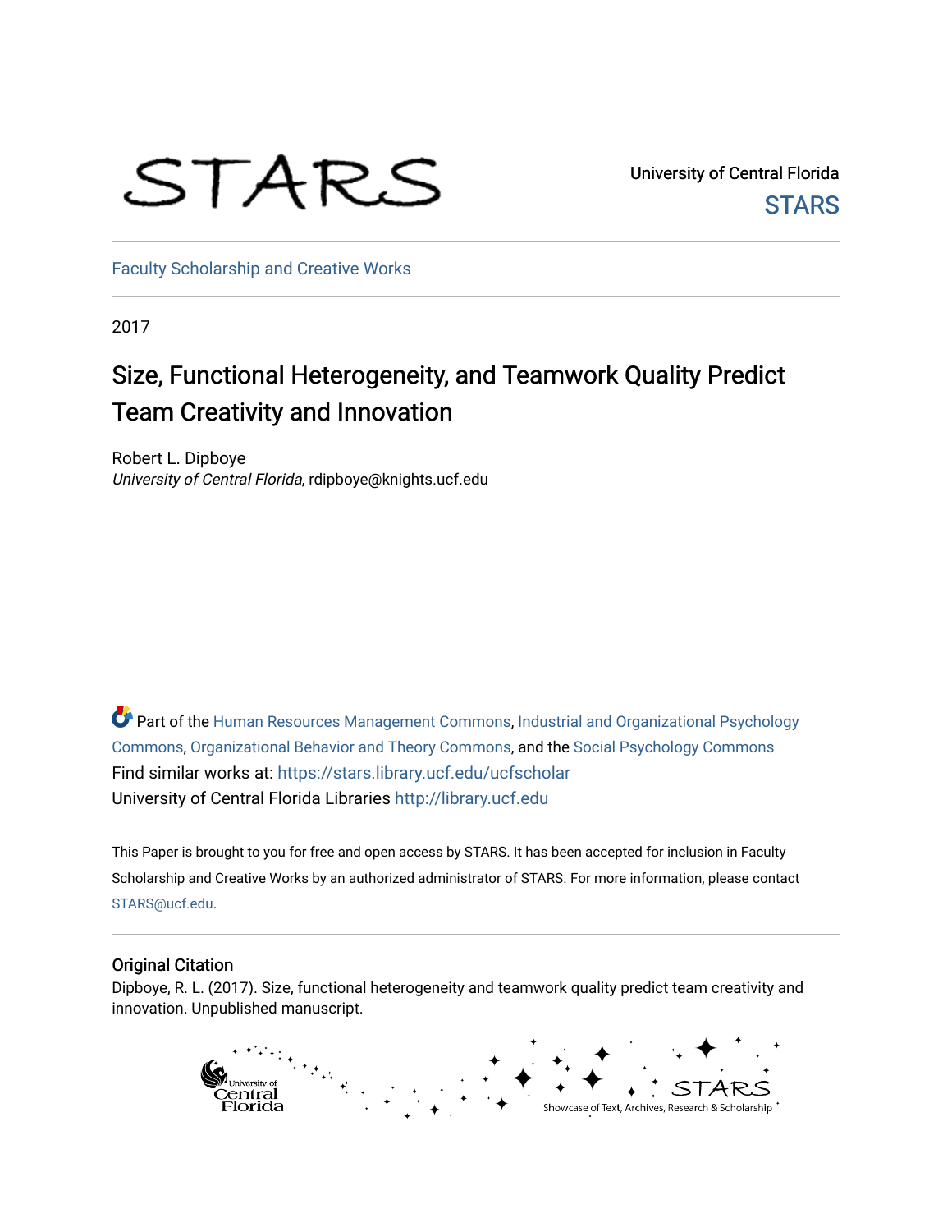University of Central Florida

STARS

Faculty Scholarship and Creative Works

2017

# Size, Functional Heterogeneity, and Teamwork Quality Predict Team Creativity and Innovation

Robert L. Dipboye
*University of Central Florida*, rdipboye@knights.ucf.edu

Part of the Human Resources Management Commons, Industrial and Organizational Psychology Commons, Organizational Behavior and Theory Commons, and the Social Psychology Commons

Find similar works at: https://stars.library.ucf.edu/ucfscholar

University of Central Florida Libraries http://library.ucf.edu

This Paper is brought to you for free and open access by STARS. It has been accepted for inclusion in Faculty Scholarship and Creative Works by an authorized administrator of STARS. For more information, please contact STARS@ucf.edu.

## Original Citation

Dipboye, R. L. (2017). Size, functional heterogeneity and teamwork quality predict team creativity and innovation. Unpublished manuscript.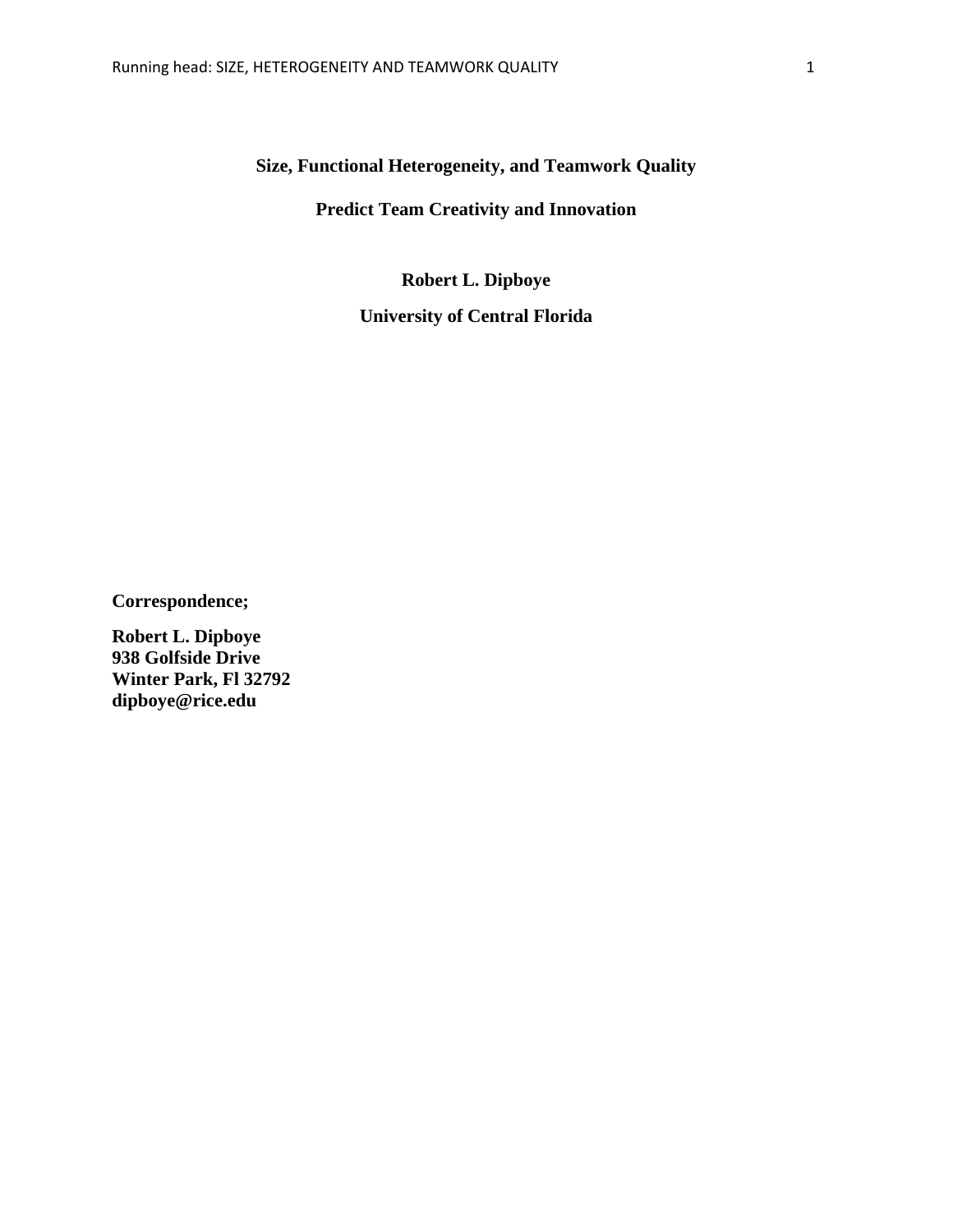# Size, Functional Heterogeneity, and Teamwork Quality

# Predict Team Creativity and Innovation

**Robert L. Dipboye**

**University of Central Florida**

**Correspondence;**

**Robert L. Dipboye**
**938 Golfside Drive**
**Winter Park, Fl 32792**
**dipboye@rice.edu**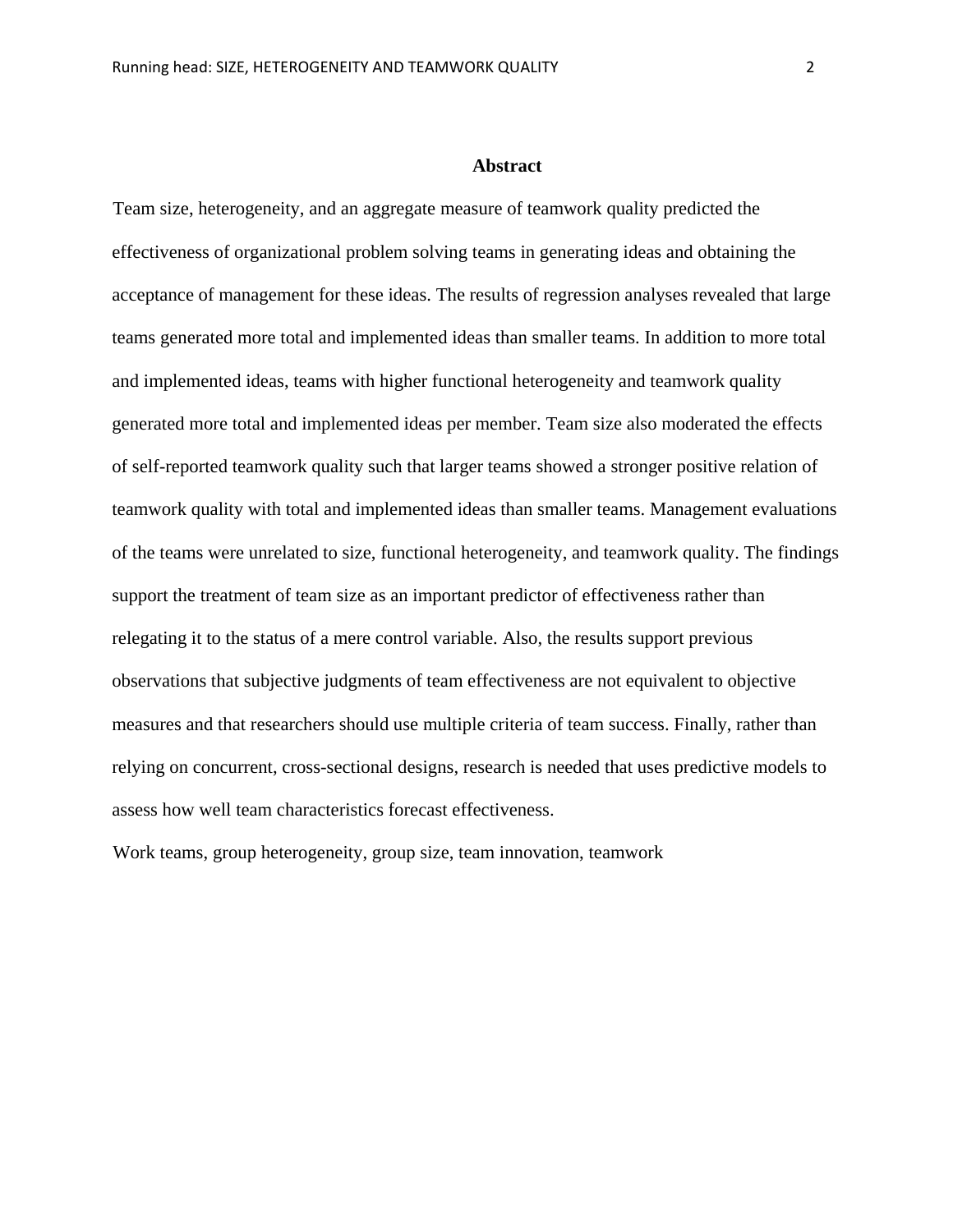## Abstract

Team size, heterogeneity, and an aggregate measure of teamwork quality predicted the effectiveness of organizational problem solving teams in generating ideas and obtaining the acceptance of management for these ideas. The results of regression analyses revealed that large teams generated more total and implemented ideas than smaller teams. In addition to more total and implemented ideas, teams with higher functional heterogeneity and teamwork quality generated more total and implemented ideas per member. Team size also moderated the effects of self-reported teamwork quality such that larger teams showed a stronger positive relation of teamwork quality with total and implemented ideas than smaller teams. Management evaluations of the teams were unrelated to size, functional heterogeneity, and teamwork quality. The findings support the treatment of team size as an important predictor of effectiveness rather than relegating it to the status of a mere control variable. Also, the results support previous observations that subjective judgments of team effectiveness are not equivalent to objective measures and that researchers should use multiple criteria of team success. Finally, rather than relying on concurrent, cross-sectional designs, research is needed that uses predictive models to assess how well team characteristics forecast effectiveness.

Work teams, group heterogeneity, group size, team innovation, teamwork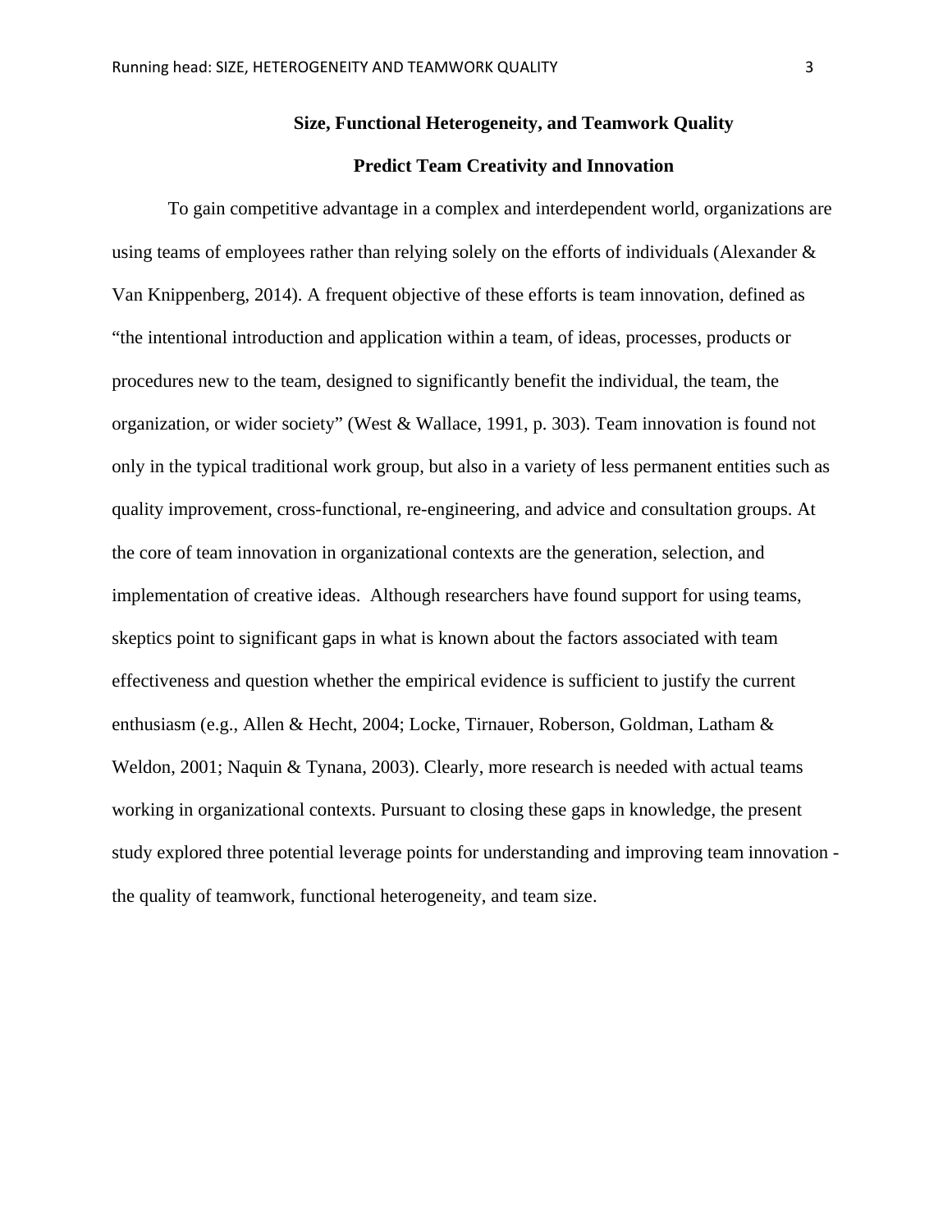# Size, Functional Heterogeneity, and Teamwork Quality Predict Team Creativity and Innovation

To gain competitive advantage in a complex and interdependent world, organizations are using teams of employees rather than relying solely on the efforts of individuals (Alexander & Van Knippenberg, 2014). A frequent objective of these efforts is team innovation, defined as "the intentional introduction and application within a team, of ideas, processes, products or procedures new to the team, designed to significantly benefit the individual, the team, the organization, or wider society" (West & Wallace, 1991, p. 303). Team innovation is found not only in the typical traditional work group, but also in a variety of less permanent entities such as quality improvement, cross-functional, re-engineering, and advice and consultation groups. At the core of team innovation in organizational contexts are the generation, selection, and implementation of creative ideas. Although researchers have found support for using teams, skeptics point to significant gaps in what is known about the factors associated with team effectiveness and question whether the empirical evidence is sufficient to justify the current enthusiasm (e.g., Allen & Hecht, 2004; Locke, Tirnauer, Roberson, Goldman, Latham & Weldon, 2001; Naquin & Tynana, 2003). Clearly, more research is needed with actual teams working in organizational contexts. Pursuant to closing these gaps in knowledge, the present study explored three potential leverage points for understanding and improving team innovation - the quality of teamwork, functional heterogeneity, and team size.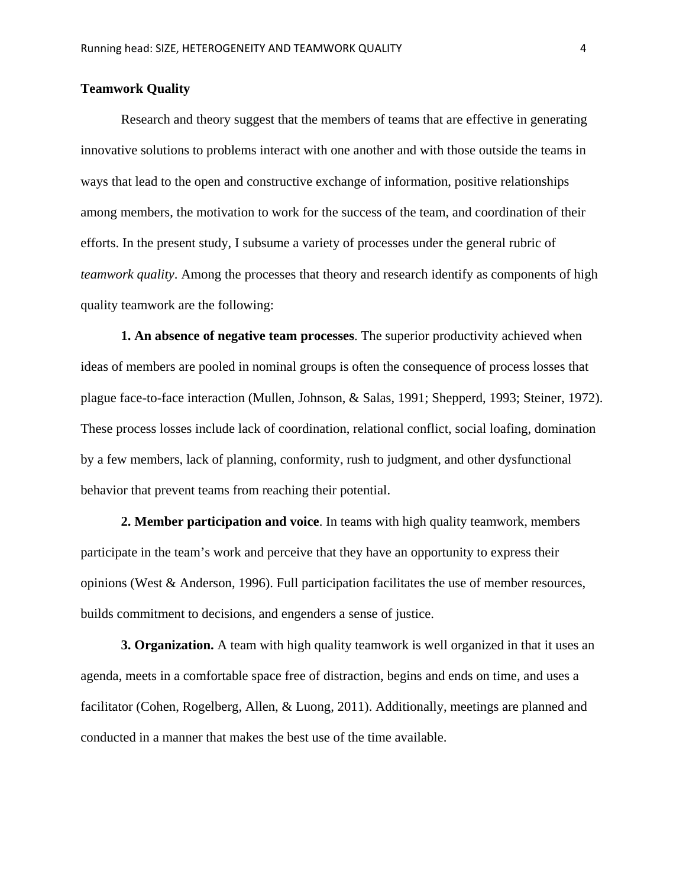## Teamwork Quality

Research and theory suggest that the members of teams that are effective in generating innovative solutions to problems interact with one another and with those outside the teams in ways that lead to the open and constructive exchange of information, positive relationships among members, the motivation to work for the success of the team, and coordination of their efforts. In the present study, I subsume a variety of processes under the general rubric of *teamwork quality*. Among the processes that theory and research identify as components of high quality teamwork are the following:

**1. An absence of negative team processes**. The superior productivity achieved when ideas of members are pooled in nominal groups is often the consequence of process losses that plague face-to-face interaction (Mullen, Johnson, & Salas, 1991; Shepperd, 1993; Steiner, 1972). These process losses include lack of coordination, relational conflict, social loafing, domination by a few members, lack of planning, conformity, rush to judgment, and other dysfunctional behavior that prevent teams from reaching their potential.

**2. Member participation and voice**. In teams with high quality teamwork, members participate in the team's work and perceive that they have an opportunity to express their opinions (West & Anderson, 1996). Full participation facilitates the use of member resources, builds commitment to decisions, and engenders a sense of justice.

**3. Organization.** A team with high quality teamwork is well organized in that it uses an agenda, meets in a comfortable space free of distraction, begins and ends on time, and uses a facilitator (Cohen, Rogelberg, Allen, & Luong, 2011). Additionally, meetings are planned and conducted in a manner that makes the best use of the time available.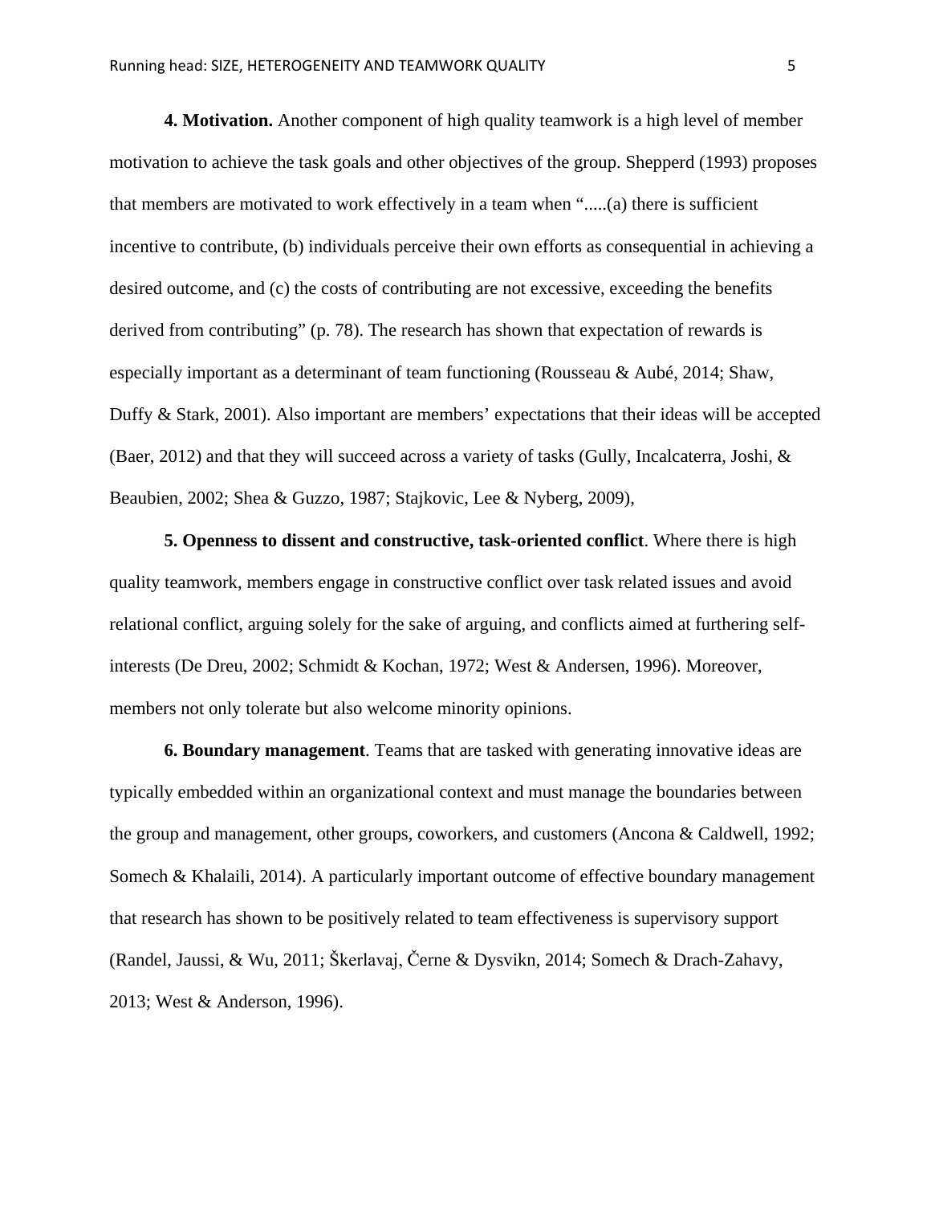**4. Motivation.** Another component of high quality teamwork is a high level of member motivation to achieve the task goals and other objectives of the group. Shepperd (1993) proposes that members are motivated to work effectively in a team when ".....(a) there is sufficient incentive to contribute, (b) individuals perceive their own efforts as consequential in achieving a desired outcome, and (c) the costs of contributing are not excessive, exceeding the benefits derived from contributing" (p. 78). The research has shown that expectation of rewards is especially important as a determinant of team functioning (Rousseau & Aubé, 2014; Shaw, Duffy & Stark, 2001). Also important are members' expectations that their ideas will be accepted (Baer, 2012) and that they will succeed across a variety of tasks (Gully, Incalcaterra, Joshi, & Beaubien, 2002; Shea & Guzzo, 1987; Stajkovic, Lee & Nyberg, 2009),

**5. Openness to dissent and constructive, task-oriented conflict**. Where there is high quality teamwork, members engage in constructive conflict over task related issues and avoid relational conflict, arguing solely for the sake of arguing, and conflicts aimed at furthering self-interests (De Dreu, 2002; Schmidt & Kochan, 1972; West & Andersen, 1996). Moreover, members not only tolerate but also welcome minority opinions.

**6. Boundary management**. Teams that are tasked with generating innovative ideas are typically embedded within an organizational context and must manage the boundaries between the group and management, other groups, coworkers, and customers (Ancona & Caldwell, 1992; Somech & Khalaili, 2014). A particularly important outcome of effective boundary management that research has shown to be positively related to team effectiveness is supervisory support (Randel, Jaussi, & Wu, 2011; Škerlavaj, Černe & Dysvikn, 2014; Somech & Drach-Zahavy, 2013; West & Anderson, 1996).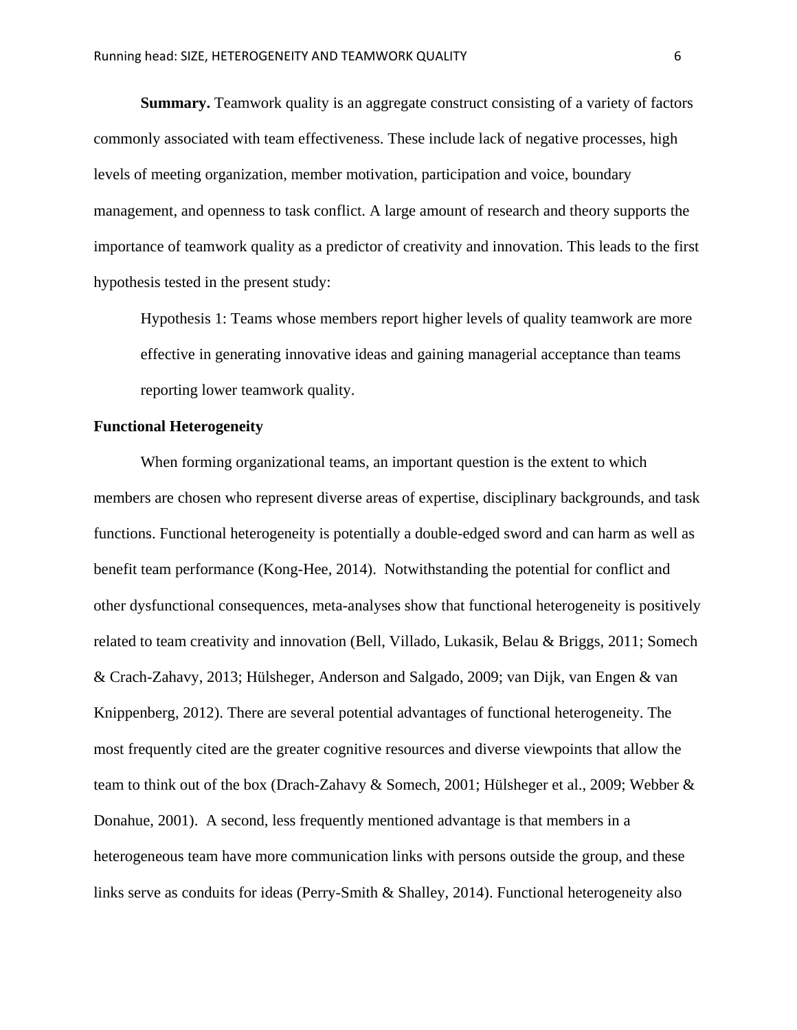**Summary.** Teamwork quality is an aggregate construct consisting of a variety of factors commonly associated with team effectiveness. These include lack of negative processes, high levels of meeting organization, member motivation, participation and voice, boundary management, and openness to task conflict. A large amount of research and theory supports the importance of teamwork quality as a predictor of creativity and innovation. This leads to the first hypothesis tested in the present study:

> Hypothesis 1: Teams whose members report higher levels of quality teamwork are more effective in generating innovative ideas and gaining managerial acceptance than teams reporting lower teamwork quality.

## Functional Heterogeneity

When forming organizational teams, an important question is the extent to which members are chosen who represent diverse areas of expertise, disciplinary backgrounds, and task functions. Functional heterogeneity is potentially a double-edged sword and can harm as well as benefit team performance (Kong-Hee, 2014). Notwithstanding the potential for conflict and other dysfunctional consequences, meta-analyses show that functional heterogeneity is positively related to team creativity and innovation (Bell, Villado, Lukasik, Belau & Briggs, 2011; Somech & Crach-Zahavy, 2013; Hülsheger, Anderson and Salgado, 2009; van Dijk, van Engen & van Knippenberg, 2012). There are several potential advantages of functional heterogeneity. The most frequently cited are the greater cognitive resources and diverse viewpoints that allow the team to think out of the box (Drach-Zahavy & Somech, 2001; Hülsheger et al., 2009; Webber & Donahue, 2001). A second, less frequently mentioned advantage is that members in a heterogeneous team have more communication links with persons outside the group, and these links serve as conduits for ideas (Perry-Smith & Shalley, 2014). Functional heterogeneity also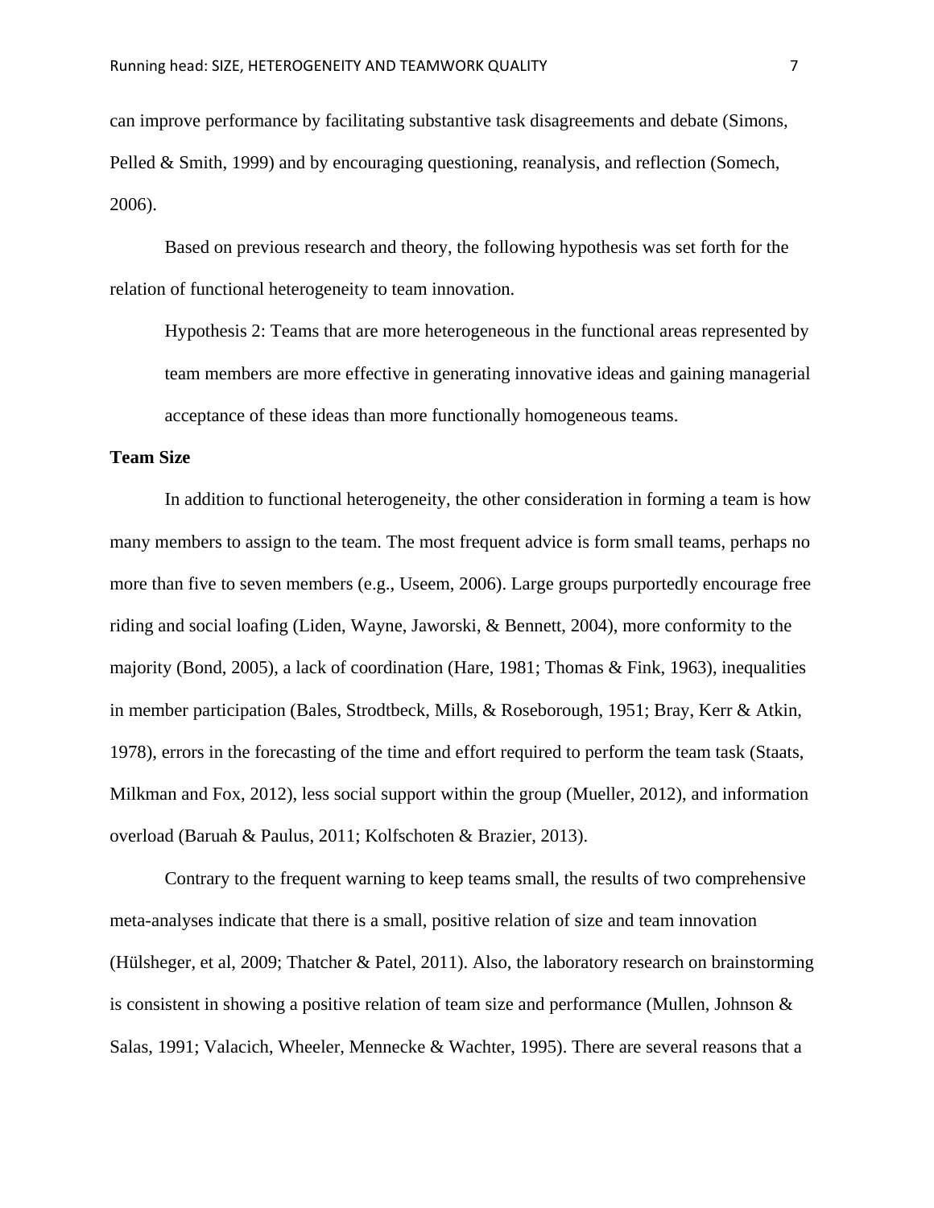can improve performance by facilitating substantive task disagreements and debate (Simons, Pelled & Smith, 1999) and by encouraging questioning, reanalysis, and reflection (Somech, 2006).

Based on previous research and theory, the following hypothesis was set forth for the relation of functional heterogeneity to team innovation.

> Hypothesis 2: Teams that are more heterogeneous in the functional areas represented by team members are more effective in generating innovative ideas and gaining managerial acceptance of these ideas than more functionally homogeneous teams.

**Team Size**

In addition to functional heterogeneity, the other consideration in forming a team is how many members to assign to the team. The most frequent advice is form small teams, perhaps no more than five to seven members (e.g., Useem, 2006). Large groups purportedly encourage free riding and social loafing (Liden, Wayne, Jaworski, & Bennett, 2004), more conformity to the majority (Bond, 2005), a lack of coordination (Hare, 1981; Thomas & Fink, 1963), inequalities in member participation (Bales, Strodtbeck, Mills, & Roseborough, 1951; Bray, Kerr & Atkin, 1978), errors in the forecasting of the time and effort required to perform the team task (Staats, Milkman and Fox, 2012), less social support within the group (Mueller, 2012), and information overload (Baruah & Paulus, 2011; Kolfschoten & Brazier, 2013).

Contrary to the frequent warning to keep teams small, the results of two comprehensive meta-analyses indicate that there is a small, positive relation of size and team innovation (Hülsheger, et al, 2009; Thatcher & Patel, 2011). Also, the laboratory research on brainstorming is consistent in showing a positive relation of team size and performance (Mullen, Johnson & Salas, 1991; Valacich, Wheeler, Mennecke & Wachter, 1995). There are several reasons that a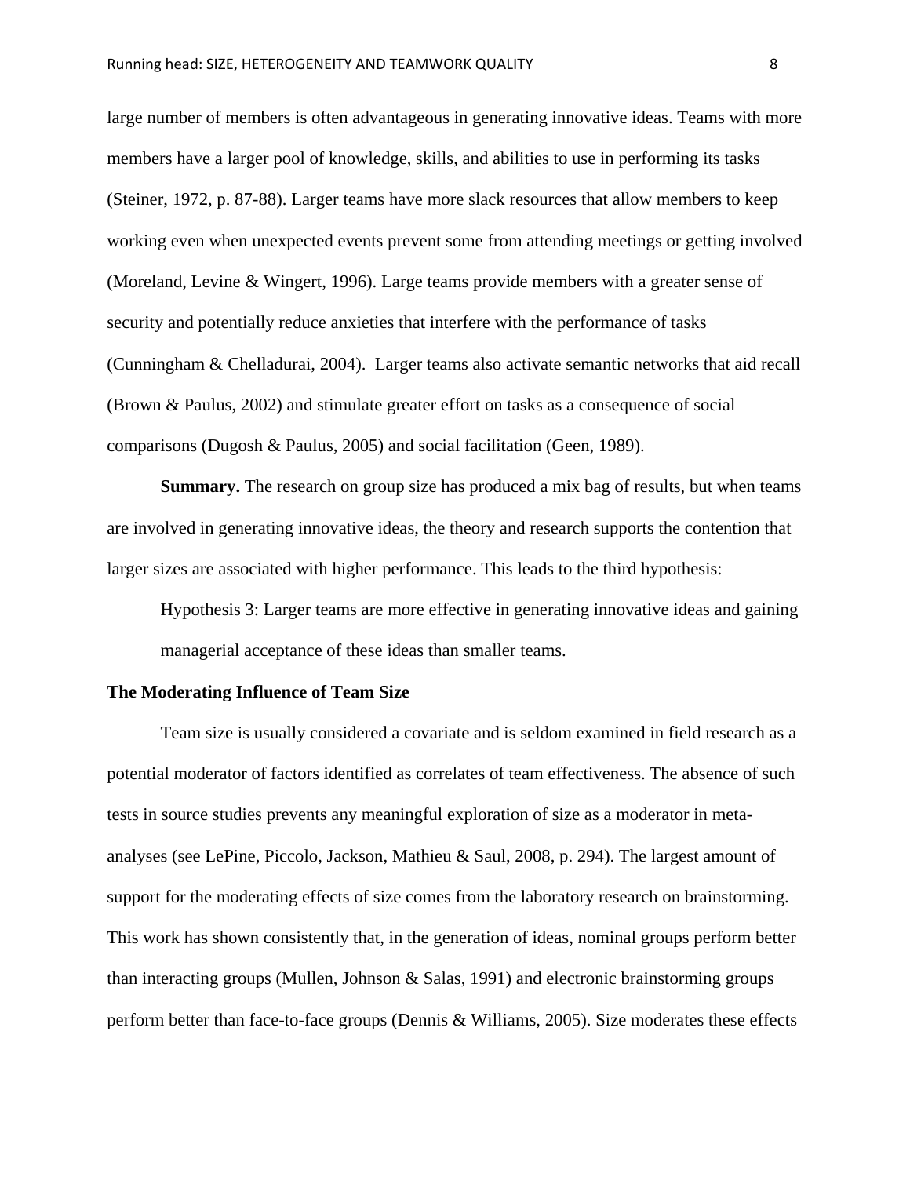large number of members is often advantageous in generating innovative ideas. Teams with more members have a larger pool of knowledge, skills, and abilities to use in performing its tasks (Steiner, 1972, p. 87-88). Larger teams have more slack resources that allow members to keep working even when unexpected events prevent some from attending meetings or getting involved (Moreland, Levine & Wingert, 1996). Large teams provide members with a greater sense of security and potentially reduce anxieties that interfere with the performance of tasks (Cunningham & Chelladurai, 2004). Larger teams also activate semantic networks that aid recall (Brown & Paulus, 2002) and stimulate greater effort on tasks as a consequence of social comparisons (Dugosh & Paulus, 2005) and social facilitation (Geen, 1989).

**Summary.** The research on group size has produced a mix bag of results, but when teams are involved in generating innovative ideas, the theory and research supports the contention that larger sizes are associated with higher performance. This leads to the third hypothesis:

> Hypothesis 3: Larger teams are more effective in generating innovative ideas and gaining managerial acceptance of these ideas than smaller teams.

**The Moderating Influence of Team Size**

Team size is usually considered a covariate and is seldom examined in field research as a potential moderator of factors identified as correlates of team effectiveness. The absence of such tests in source studies prevents any meaningful exploration of size as a moderator in meta-analyses (see LePine, Piccolo, Jackson, Mathieu & Saul, 2008, p. 294). The largest amount of support for the moderating effects of size comes from the laboratory research on brainstorming. This work has shown consistently that, in the generation of ideas, nominal groups perform better than interacting groups (Mullen, Johnson & Salas, 1991) and electronic brainstorming groups perform better than face-to-face groups (Dennis & Williams, 2005). Size moderates these effects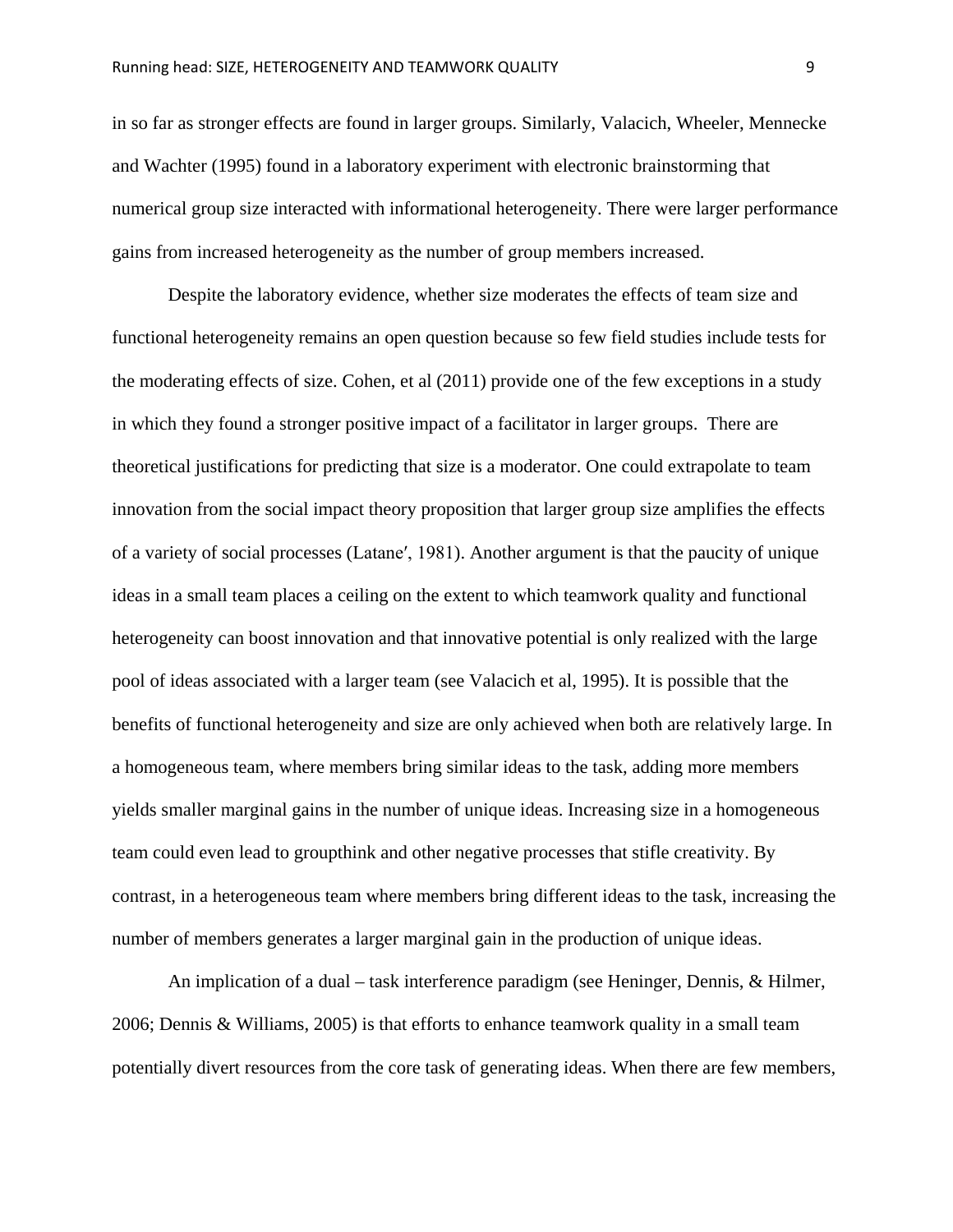in so far as stronger effects are found in larger groups. Similarly, Valacich, Wheeler, Mennecke and Wachter (1995) found in a laboratory experiment with electronic brainstorming that numerical group size interacted with informational heterogeneity. There were larger performance gains from increased heterogeneity as the number of group members increased.

Despite the laboratory evidence, whether size moderates the effects of team size and functional heterogeneity remains an open question because so few field studies include tests for the moderating effects of size. Cohen, et al (2011) provide one of the few exceptions in a study in which they found a stronger positive impact of a facilitator in larger groups. There are theoretical justifications for predicting that size is a moderator. One could extrapolate to team innovation from the social impact theory proposition that larger group size amplifies the effects of a variety of social processes (Latane′, 1981). Another argument is that the paucity of unique ideas in a small team places a ceiling on the extent to which teamwork quality and functional heterogeneity can boost innovation and that innovative potential is only realized with the large pool of ideas associated with a larger team (see Valacich et al, 1995). It is possible that the benefits of functional heterogeneity and size are only achieved when both are relatively large. In a homogeneous team, where members bring similar ideas to the task, adding more members yields smaller marginal gains in the number of unique ideas. Increasing size in a homogeneous team could even lead to groupthink and other negative processes that stifle creativity. By contrast, in a heterogeneous team where members bring different ideas to the task, increasing the number of members generates a larger marginal gain in the production of unique ideas.

An implication of a dual – task interference paradigm (see Heninger, Dennis, & Hilmer, 2006; Dennis & Williams, 2005) is that efforts to enhance teamwork quality in a small team potentially divert resources from the core task of generating ideas. When there are few members,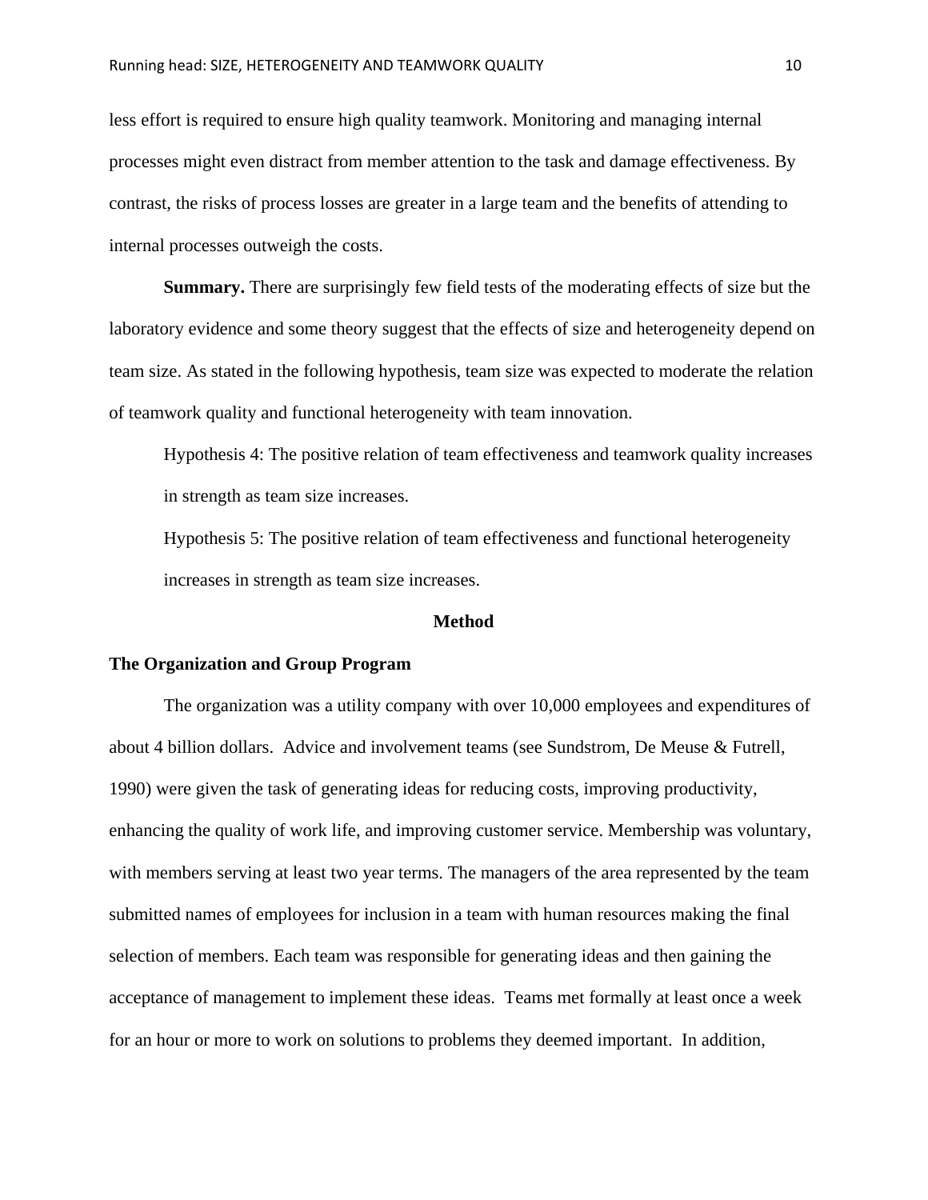less effort is required to ensure high quality teamwork. Monitoring and managing internal processes might even distract from member attention to the task and damage effectiveness. By contrast, the risks of process losses are greater in a large team and the benefits of attending to internal processes outweigh the costs.

**Summary.** There are surprisingly few field tests of the moderating effects of size but the laboratory evidence and some theory suggest that the effects of size and heterogeneity depend on team size. As stated in the following hypothesis, team size was expected to moderate the relation of teamwork quality and functional heterogeneity with team innovation.

> Hypothesis 4: The positive relation of team effectiveness and teamwork quality increases in strength as team size increases.
>
> Hypothesis 5: The positive relation of team effectiveness and functional heterogeneity increases in strength as team size increases.

## Method

### The Organization and Group Program

The organization was a utility company with over 10,000 employees and expenditures of about 4 billion dollars. Advice and involvement teams (see Sundstrom, De Meuse & Futrell, 1990) were given the task of generating ideas for reducing costs, improving productivity, enhancing the quality of work life, and improving customer service. Membership was voluntary, with members serving at least two year terms. The managers of the area represented by the team submitted names of employees for inclusion in a team with human resources making the final selection of members. Each team was responsible for generating ideas and then gaining the acceptance of management to implement these ideas. Teams met formally at least once a week for an hour or more to work on solutions to problems they deemed important. In addition,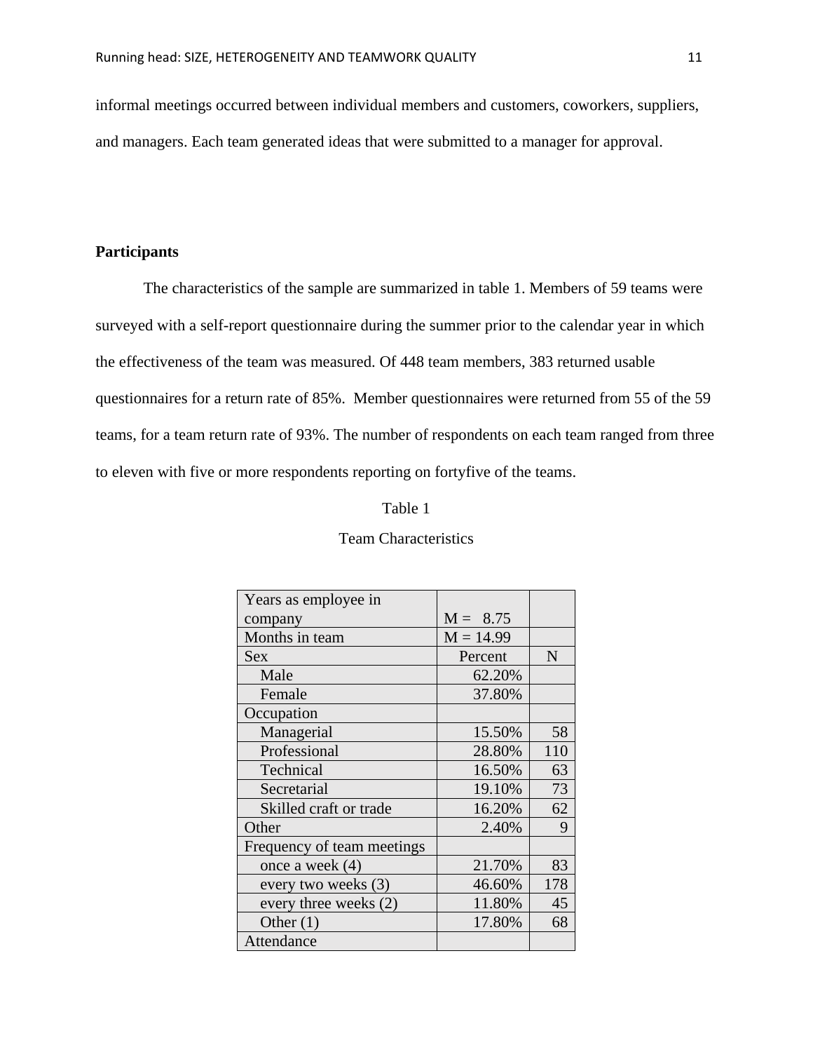informal meetings occurred between individual members and customers, coworkers, suppliers, and managers. Each team generated ideas that were submitted to a manager for approval.

**Participants**

The characteristics of the sample are summarized in table 1. Members of 59 teams were surveyed with a self-report questionnaire during the summer prior to the calendar year in which the effectiveness of the team was measured. Of 448 team members, 383 returned usable questionnaires for a return rate of 85%. Member questionnaires were returned from 55 of the 59 teams, for a team return rate of 93%. The number of respondents on each team ranged from three to eleven with five or more respondents reporting on fortyfive of the teams.

Table 1

Team Characteristics

| Years as employee in company | M = 8.75 | |
|---|---|---|
| Months in team | M = 14.99 | |
| Sex | Percent | N |
| Male | 62.20% | |
| Female | 37.80% | |
| Occupation | | |
| Managerial | 15.50% | 58 |
| Professional | 28.80% | 110 |
| Technical | 16.50% | 63 |
| Secretarial | 19.10% | 73 |
| Skilled craft or trade | 16.20% | 62 |
| Other | 2.40% | 9 |
| Frequency of team meetings | | |
| once a week (4) | 21.70% | 83 |
| every two weeks (3) | 46.60% | 178 |
| every three weeks (2) | 11.80% | 45 |
| Other (1) | 17.80% | 68 |
| Attendance | | |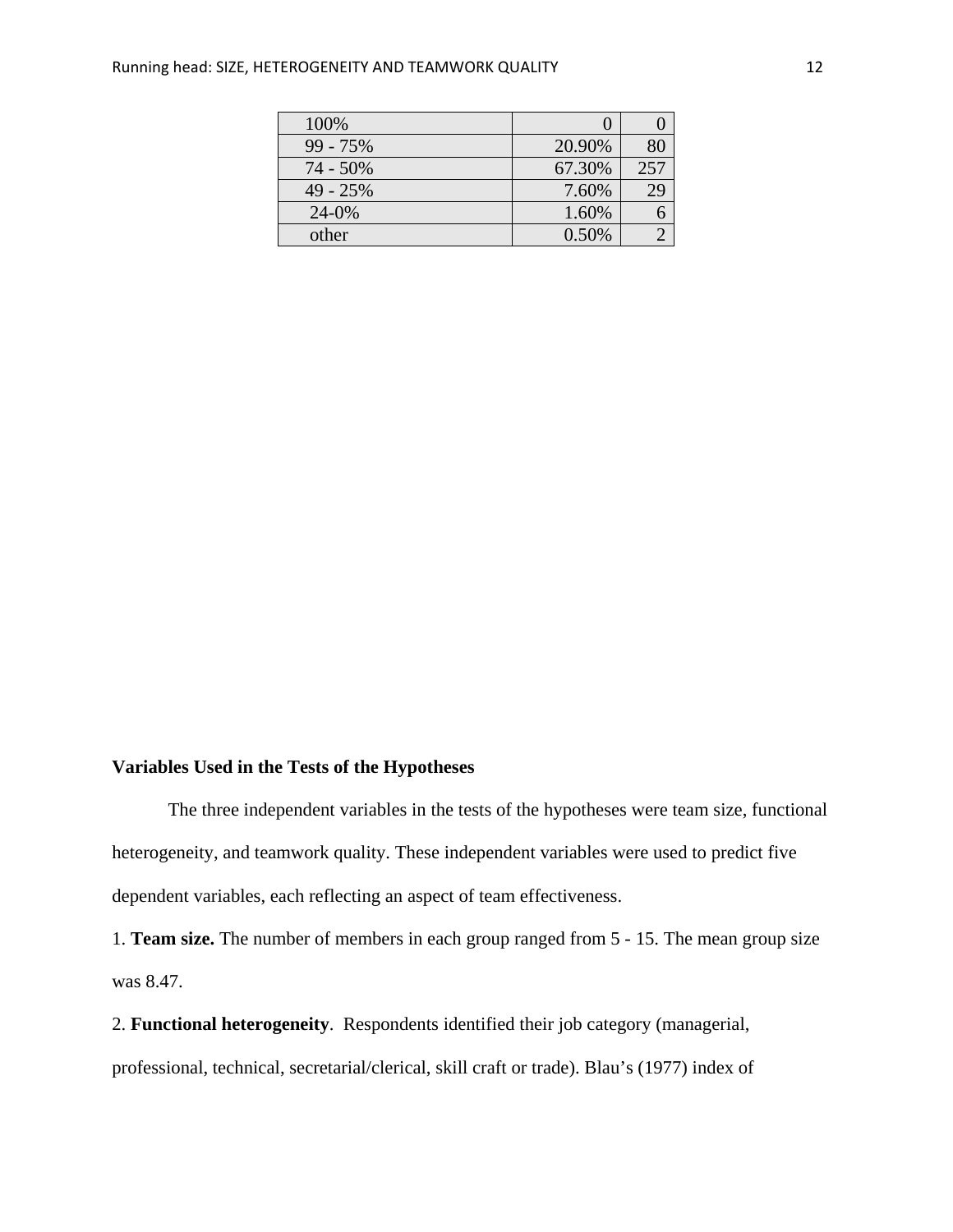| 100% | 0 | 0 |
|---|---|---|
| 99 - 75% | 20.90% | 80 |
| 74 - 50% | 67.30% | 257 |
| 49 - 25% | 7.60% | 29 |
| 24-0% | 1.60% | 6 |
| other | 0.50% | 2 |

**Variables Used in the Tests of the Hypotheses**

The three independent variables in the tests of the hypotheses were team size, functional heterogeneity, and teamwork quality. These independent variables were used to predict five dependent variables, each reflecting an aspect of team effectiveness.

1. **Team size.** The number of members in each group ranged from 5 - 15. The mean group size was 8.47.

2. **Functional heterogeneity**. Respondents identified their job category (managerial, professional, technical, secretarial/clerical, skill craft or trade). Blau's (1977) index of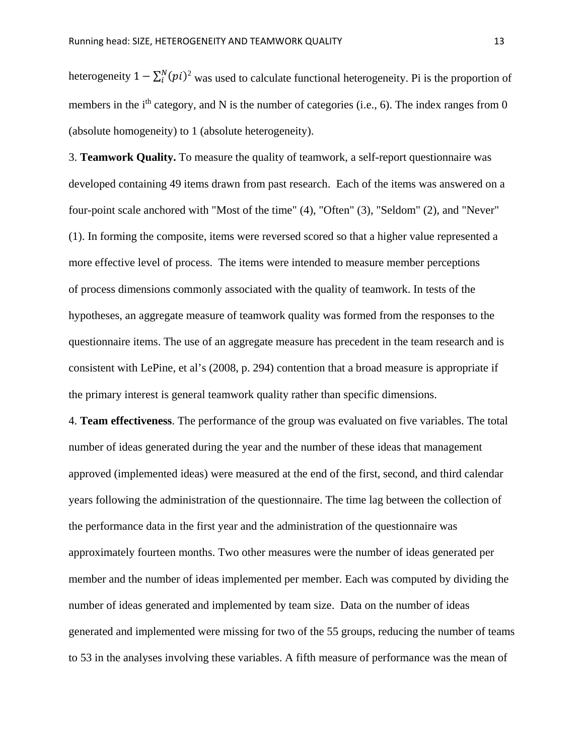heterogeneity $1 - \sum_i^N (pi)^2$ was used to calculate functional heterogeneity. Pi is the proportion of members in the $i^{th}$ category, and N is the number of categories (i.e., 6). The index ranges from 0 (absolute homogeneity) to 1 (absolute heterogeneity).

3. **Teamwork Quality.** To measure the quality of teamwork, a self-report questionnaire was developed containing 49 items drawn from past research. Each of the items was answered on a four-point scale anchored with "Most of the time" (4), "Often" (3), "Seldom" (2), and "Never" (1). In forming the composite, items were reversed scored so that a higher value represented a more effective level of process. The items were intended to measure member perceptions of process dimensions commonly associated with the quality of teamwork. In tests of the hypotheses, an aggregate measure of teamwork quality was formed from the responses to the questionnaire items. The use of an aggregate measure has precedent in the team research and is consistent with LePine, et al's (2008, p. 294) contention that a broad measure is appropriate if the primary interest is general teamwork quality rather than specific dimensions.

4. **Team effectiveness**. The performance of the group was evaluated on five variables. The total number of ideas generated during the year and the number of these ideas that management approved (implemented ideas) were measured at the end of the first, second, and third calendar years following the administration of the questionnaire. The time lag between the collection of the performance data in the first year and the administration of the questionnaire was approximately fourteen months. Two other measures were the number of ideas generated per member and the number of ideas implemented per member. Each was computed by dividing the number of ideas generated and implemented by team size. Data on the number of ideas generated and implemented were missing for two of the 55 groups, reducing the number of teams to 53 in the analyses involving these variables. A fifth measure of performance was the mean of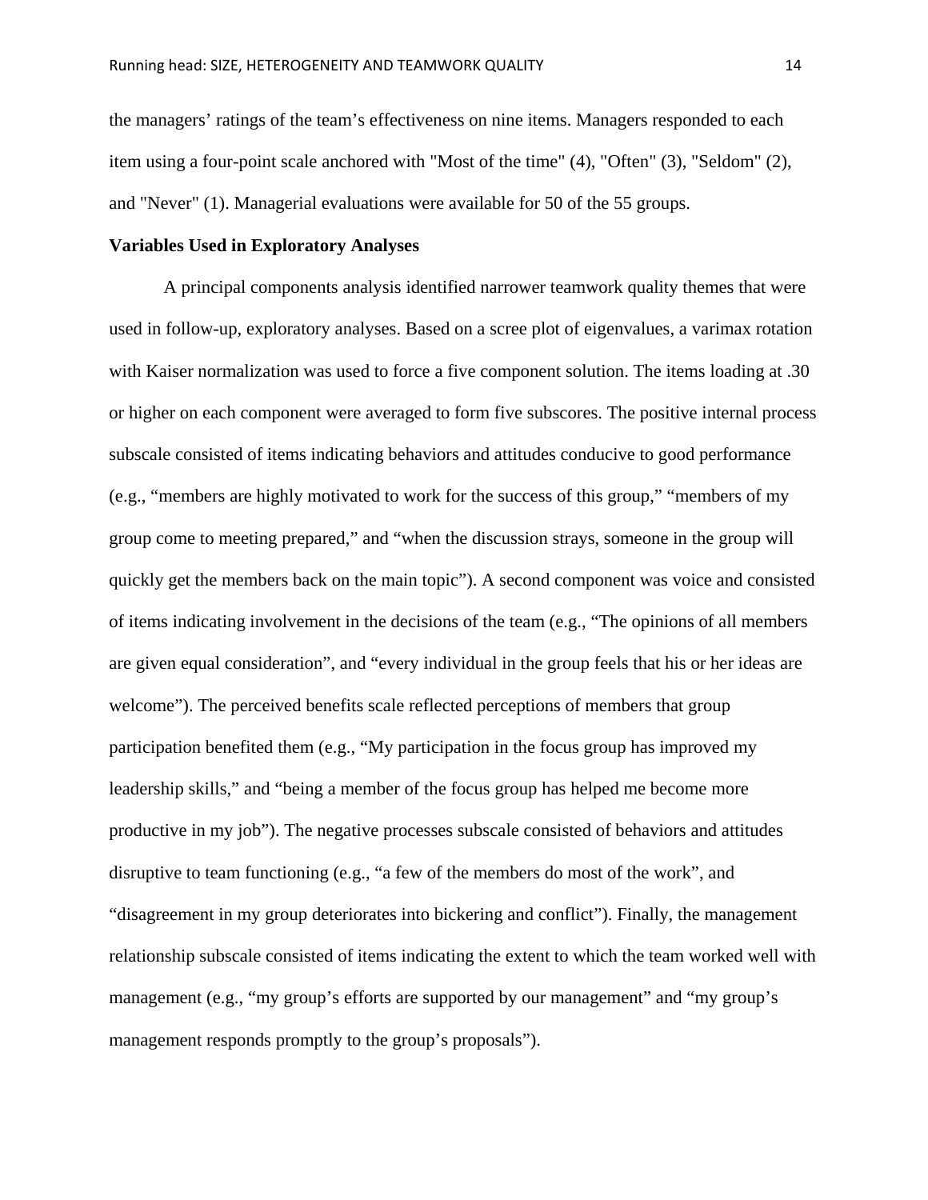the managers' ratings of the team's effectiveness on nine items. Managers responded to each item using a four-point scale anchored with "Most of the time" (4), "Often" (3), "Seldom" (2), and "Never" (1). Managerial evaluations were available for 50 of the 55 groups.

**Variables Used in Exploratory Analyses**

A principal components analysis identified narrower teamwork quality themes that were used in follow-up, exploratory analyses. Based on a scree plot of eigenvalues, a varimax rotation with Kaiser normalization was used to force a five component solution. The items loading at .30 or higher on each component were averaged to form five subscores. The positive internal process subscale consisted of items indicating behaviors and attitudes conducive to good performance (e.g., "members are highly motivated to work for the success of this group," "members of my group come to meeting prepared," and "when the discussion strays, someone in the group will quickly get the members back on the main topic"). A second component was voice and consisted of items indicating involvement in the decisions of the team (e.g., "The opinions of all members are given equal consideration", and "every individual in the group feels that his or her ideas are welcome"). The perceived benefits scale reflected perceptions of members that group participation benefited them (e.g., "My participation in the focus group has improved my leadership skills," and "being a member of the focus group has helped me become more productive in my job"). The negative processes subscale consisted of behaviors and attitudes disruptive to team functioning (e.g., "a few of the members do most of the work", and "disagreement in my group deteriorates into bickering and conflict"). Finally, the management relationship subscale consisted of items indicating the extent to which the team worked well with management (e.g., "my group's efforts are supported by our management" and "my group's management responds promptly to the group's proposals").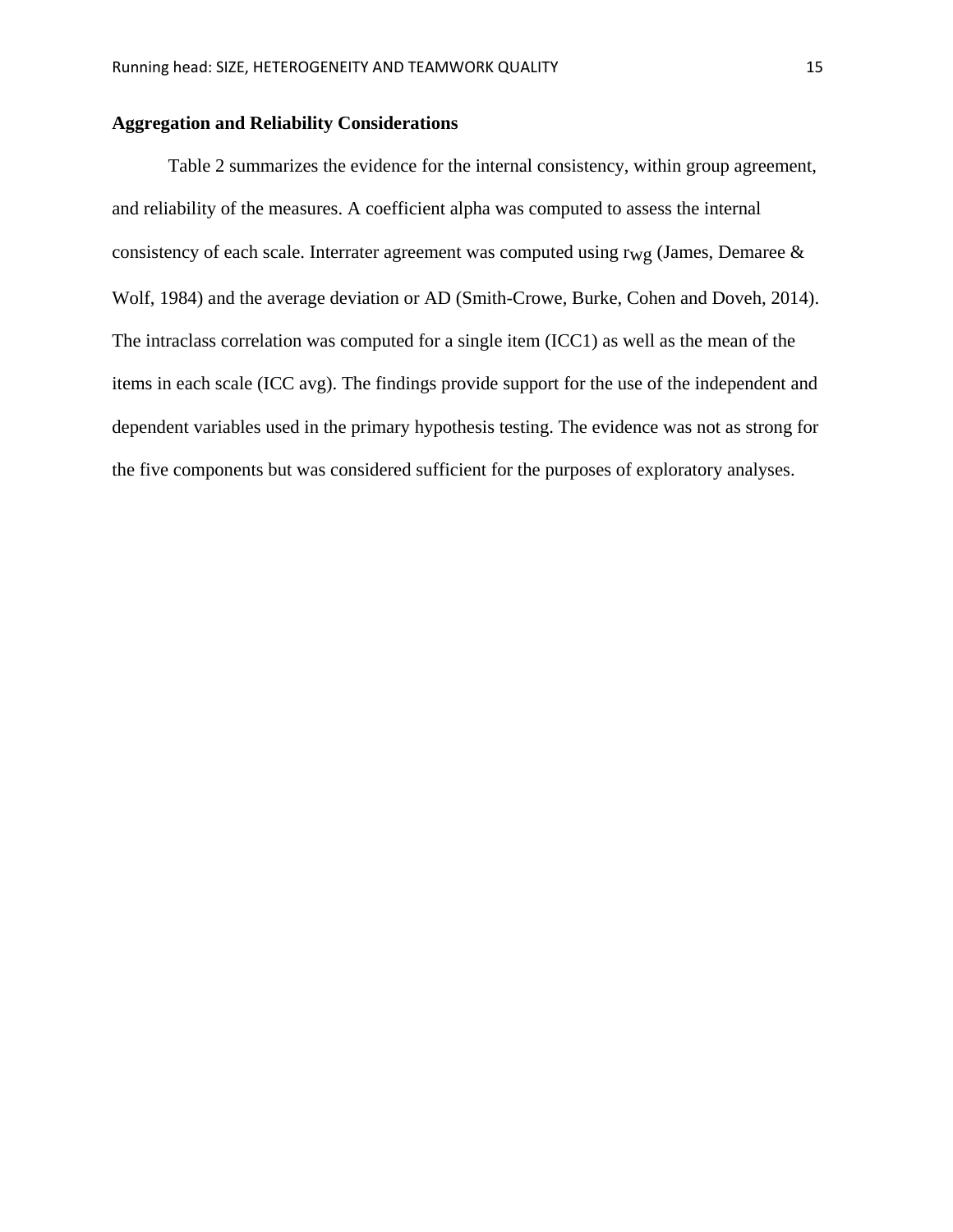### Aggregation and Reliability Considerations

Table 2 summarizes the evidence for the internal consistency, within group agreement, and reliability of the measures. A coefficient alpha was computed to assess the internal consistency of each scale. Interrater agreement was computed using $r_{wg}$ (James, Demaree & Wolf, 1984) and the average deviation or AD (Smith-Crowe, Burke, Cohen and Doveh, 2014). The intraclass correlation was computed for a single item (ICC1) as well as the mean of the items in each scale (ICC avg). The findings provide support for the use of the independent and dependent variables used in the primary hypothesis testing. The evidence was not as strong for the five components but was considered sufficient for the purposes of exploratory analyses.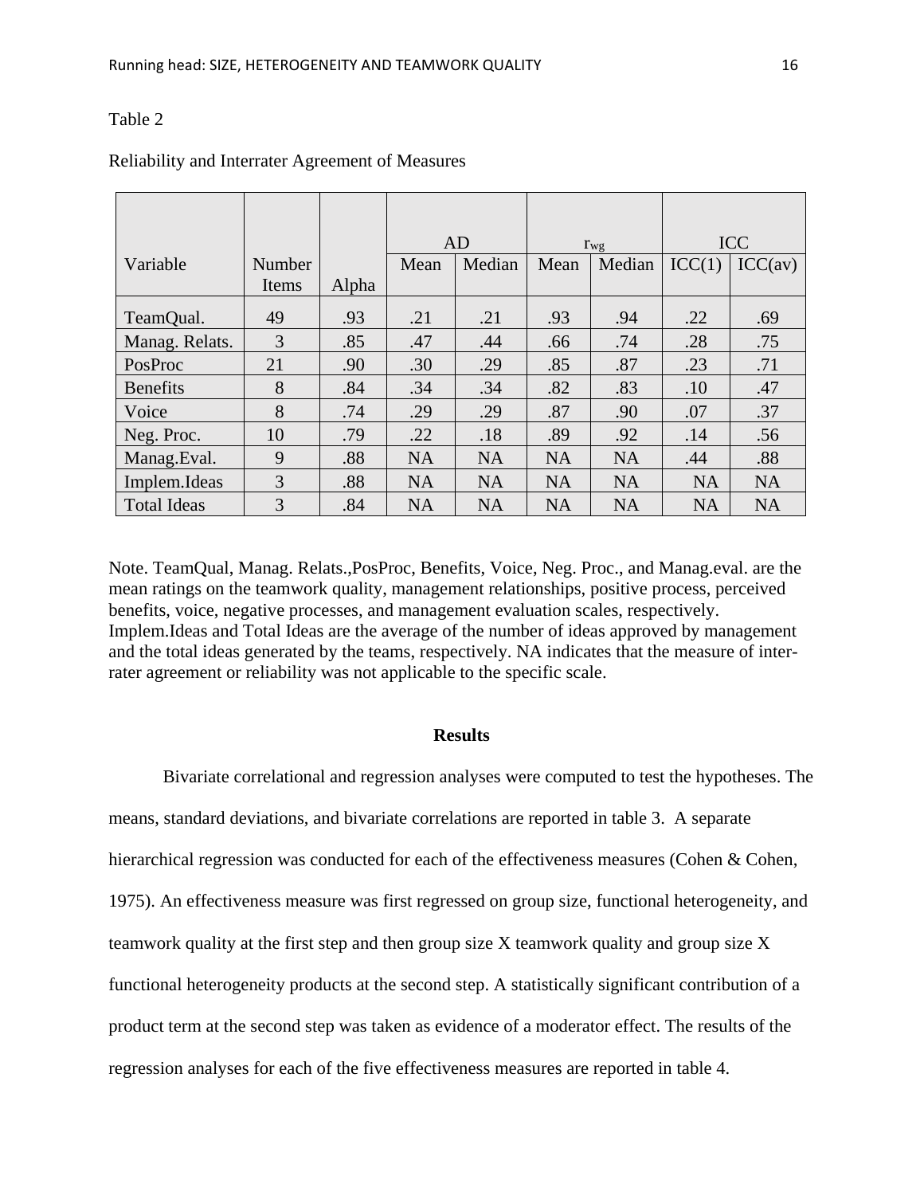Table 2

Reliability and Interrater Agreement of Measures

| Variable | Number Items | Alpha | AD | | $r_{wg}$ | | ICC | |
|---|---|---|---|---|---|---|---|---|
| | | | Mean | Median | Mean | Median | ICC(1) | ICC(av) |
| TeamQual. | 49 | .93 | .21 | .21 | .93 | .94 | .22 | .69 |
| Manag. Relats. | 3 | .85 | .47 | .44 | .66 | .74 | .28 | .75 |
| PosProc | 21 | .90 | .30 | .29 | .85 | .87 | .23 | .71 |
| Benefits | 8 | .84 | .34 | .34 | .82 | .83 | .10 | .47 |
| Voice | 8 | .74 | .29 | .29 | .87 | .90 | .07 | .37 |
| Neg. Proc. | 10 | .79 | .22 | .18 | .89 | .92 | .14 | .56 |
| Manag.Eval. | 9 | .88 | NA | NA | NA | NA | .44 | .88 |
| Implem.Ideas | 3 | .88 | NA | NA | NA | NA | NA | NA |
| Total Ideas | 3 | .84 | NA | NA | NA | NA | NA | NA |

Note. TeamQual, Manag. Relats.,PosProc, Benefits, Voice, Neg. Proc., and Manag.eval. are the mean ratings on the teamwork quality, management relationships, positive process, perceived benefits, voice, negative processes, and management evaluation scales, respectively. Implem.Ideas and Total Ideas are the average of the number of ideas approved by management and the total ideas generated by the teams, respectively. NA indicates that the measure of inter-rater agreement or reliability was not applicable to the specific scale.

## Results

Bivariate correlational and regression analyses were computed to test the hypotheses. The means, standard deviations, and bivariate correlations are reported in table 3. A separate hierarchical regression was conducted for each of the effectiveness measures (Cohen & Cohen, 1975). An effectiveness measure was first regressed on group size, functional heterogeneity, and teamwork quality at the first step and then group size X teamwork quality and group size X functional heterogeneity products at the second step. A statistically significant contribution of a product term at the second step was taken as evidence of a moderator effect. The results of the regression analyses for each of the five effectiveness measures are reported in table 4.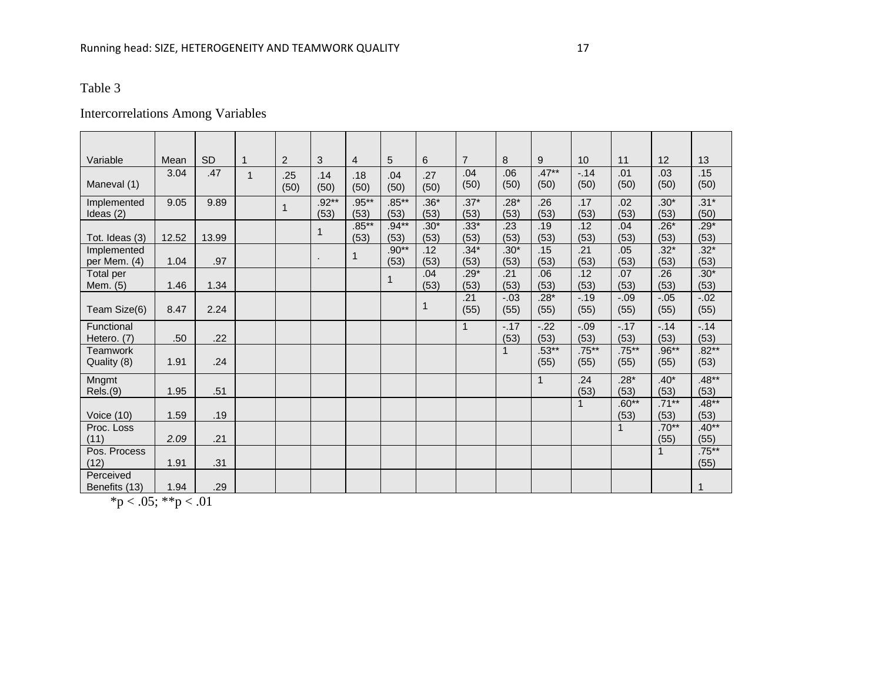Table 3

Intercorrelations Among Variables

| Variable | Mean | SD | 1 | 2 | 3 | 4 | 5 | 6 | 7 | 8 | 9 | 10 | 11 | 12 | 13 |
|---|---|---|---|---|---|---|---|---|---|---|---|---|---|---|---|
| Maneval (1) | 3.04 | .47 | 1 | .25 (50) | .14 (50) | .18 (50) | .04 (50) | .27 (50) | .04 (50) | .06 (50) | .47** (50) | -.14 (50) | .01 (50) | .03 (50) | .15 (50) |
| Implemented Ideas (2) | 9.05 | 9.89 | | 1 | .92** (53) | .95** (53) | .85** (53) | .36* (53) | .37* (53) | .28* (53) | .26 (53) | .17 (53) | .02 (53) | .30* (53) | .31* (50) |
| Tot. Ideas (3) | 12.52 | 13.99 | | | 1 | .85** (53) | .94** (53) | .30* (53) | .33* (53) | .23 (53) | .19 (53) | .12 (53) | .04 (53) | .26* (53) | .29* (53) |
| Implemented per Mem. (4) | 1.04 | .97 | | | . | 1 | .90** (53) | .12 (53) | .34* (53) | .30* (53) | .15 (53) | .21 (53) | .05 (53) | .32* (53) | .32* (53) |
| Total per Mem. (5) | 1.46 | 1.34 | | | | | 1 | .04 (53) | .29* (53) | .21 (53) | .06 (53) | .12 (53) | .07 (53) | .26 (53) | .30* (53) |
| Team Size(6) | 8.47 | 2.24 | | | | | | 1 | .21 (55) | -.03 (55) | .28* (55) | -.19 (55) | -.09 (55) | -.05 (55) | -.02 (55) |
| Functional Hetero. (7) | .50 | .22 | | | | | | | 1 | -.17 (53) | -.22 (53) | -.09 (53) | -.17 (53) | -.14 (53) | -.14 (53) |
| Teamwork Quality (8) | 1.91 | .24 | | | | | | | | 1 | .53** (55) | .75** (55) | .75** (55) | .96** (55) | .82** (53) |
| Mngmt Rels.(9) | 1.95 | .51 | | | | | | | | | 1 | .24 (53) | .28* (53) | .40* (53) | .48** (53) |
| Voice (10) | 1.59 | .19 | | | | | | | | | | 1 | .60** (53) | .71** (53) | .48** (53) |
| Proc. Loss (11) | *2.09* | .21 | | | | | | | | | | | 1 | .70** (55) | .40** (55) |
| Pos. Process (12) | 1.91 | .31 | | | | | | | | | | | | 1 | .75** (55) |
| Perceived Benefits (13) | 1.94 | .29 | | | | | | | | | | | | | 1 |

*p < .05; **p < .01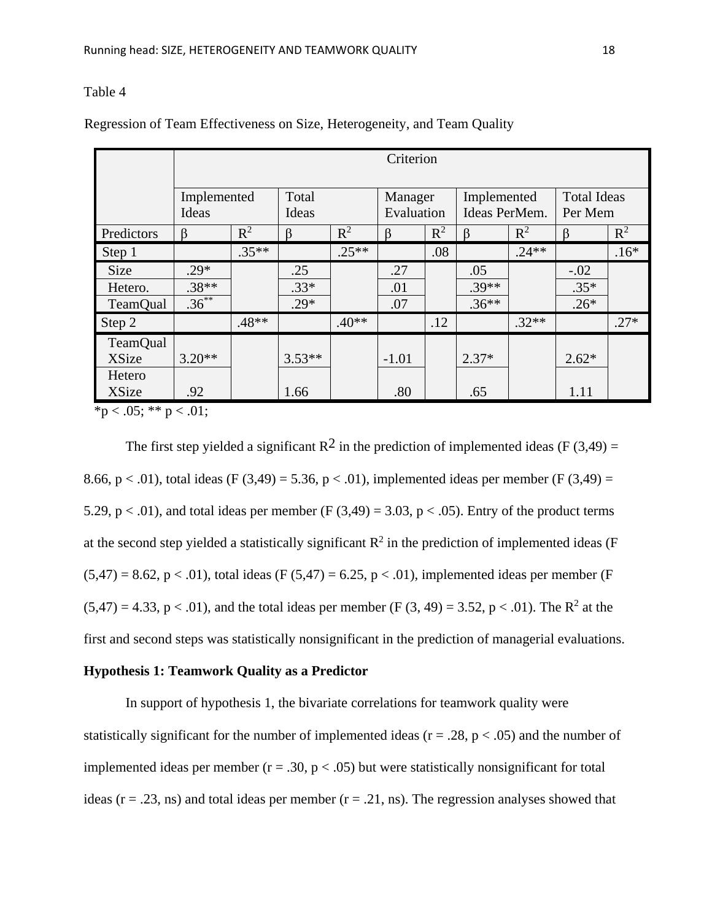Table 4

Regression of Team Effectiveness on Size, Heterogeneity, and Team Quality

| | Criterion | | | | | | | | | |
|---|---|---|---|---|---|---|---|---|---|---|
| | Implemented Ideas | | Total Ideas | | Manager Evaluation | | Implemented Ideas PerMem. | | Total Ideas Per Mem | |
| Predictors | β | $R^2$ | β | $R^2$ | β | $R^2$ | β | $R^2$ | β | $R^2$ |
| Step 1 | | .35** | | .25** | | .08 | | .24** | | .16* |
| Size | .29* | | .25 | | .27 | | .05 | | -.02 | |
| Hetero. | .38** | | .33* | | .01 | | .39** | | .35* | |
| TeamQual | .36** | | .29* | | .07 | | .36** | | .26* | |
| Step 2 | | .48** | | .40** | | .12 | | .32** | | .27* |
| TeamQual XSize | 3.20** | | 3.53** | | -1.01 | | 2.37* | | 2.62* | |
| Hetero XSize | .92 | | 1.66 | | .80 | | .65 | | 1.11 | |

*p < .05; ** p < .01;

The first step yielded a significant $R^2$ in the prediction of implemented ideas ($F(3,49) = 8.66$, $p < .01$), total ideas ($F(3,49) = 5.36$, $p < .01$), implemented ideas per member ($F(3,49) = 5.29$, $p < .01$), and total ideas per member ($F(3,49) = 3.03$, $p < .05$). Entry of the product terms at the second step yielded a statistically significant $R^2$ in the prediction of implemented ideas ($F(5,47) = 8.62$, $p < .01$), total ideas ($F(5,47) = 6.25$, $p < .01$), implemented ideas per member ($F(5,47) = 4.33$, $p < .01$), and the total ideas per member ($F(3, 49) = 3.52$, $p < .01$). The $R^2$ at the first and second steps was statistically nonsignificant in the prediction of managerial evaluations.

**Hypothesis 1: Teamwork Quality as a Predictor**

In support of hypothesis 1, the bivariate correlations for teamwork quality were statistically significant for the number of implemented ideas ($r = .28$, $p < .05$) and the number of implemented ideas per member ($r = .30$, $p < .05$) but were statistically nonsignificant for total ideas ($r = .23$, ns) and total ideas per member ($r = .21$, ns). The regression analyses showed that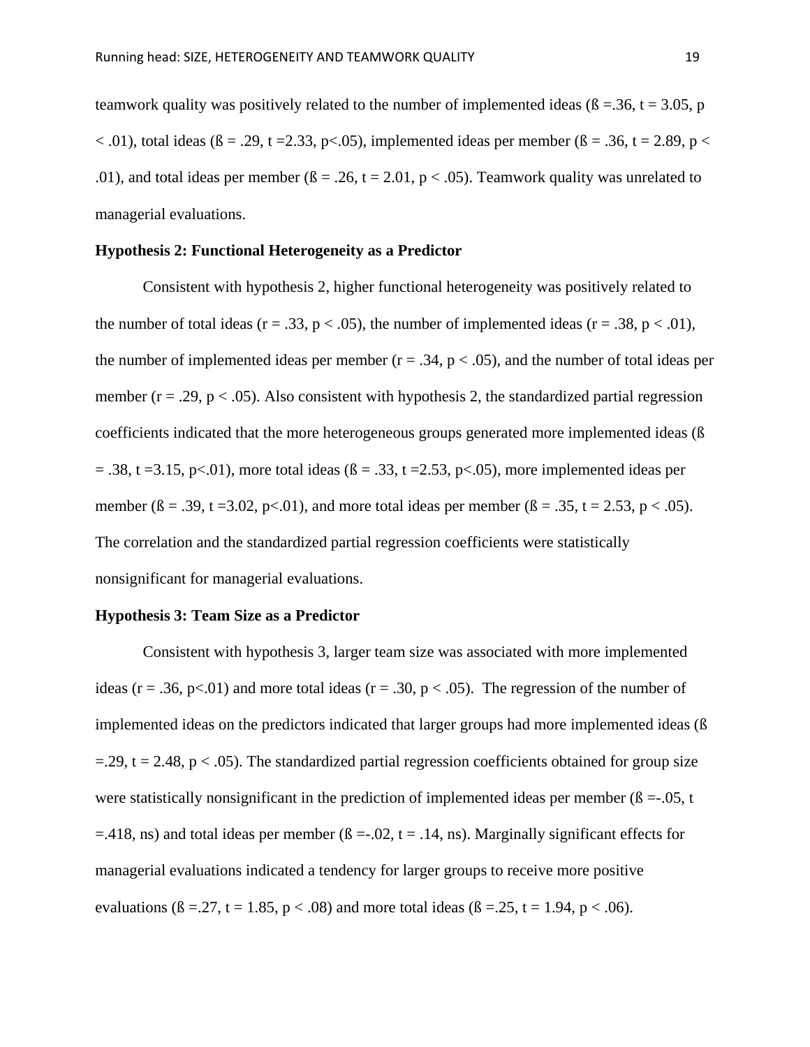teamwork quality was positively related to the number of implemented ideas ($ß = .36$, $t = 3.05$, $p < .01$), total ideas ($ß = .29$, $t = 2.33$, $p < .05$), implemented ideas per member ($ß = .36$, $t = 2.89$, $p < .01$), and total ideas per member ($ß = .26$, $t = 2.01$, $p < .05$). Teamwork quality was unrelated to managerial evaluations.

**Hypothesis 2: Functional Heterogeneity as a Predictor**

Consistent with hypothesis 2, higher functional heterogeneity was positively related to the number of total ideas ($r = .33$, $p < .05$), the number of implemented ideas ($r = .38$, $p < .01$), the number of implemented ideas per member ($r = .34$, $p < .05$), and the number of total ideas per member ($r = .29$, $p < .05$). Also consistent with hypothesis 2, the standardized partial regression coefficients indicated that the more heterogeneous groups generated more implemented ideas ($ß = .38$, $t = 3.15$, $p < .01$), more total ideas ($ß = .33$, $t = 2.53$, $p < .05$), more implemented ideas per member ($ß = .39$, $t = 3.02$, $p < .01$), and more total ideas per member ($ß = .35$, $t = 2.53$, $p < .05$). The correlation and the standardized partial regression coefficients were statistically nonsignificant for managerial evaluations.

**Hypothesis 3: Team Size as a Predictor**

Consistent with hypothesis 3, larger team size was associated with more implemented ideas ($r = .36$, $p < .01$) and more total ideas ($r = .30$, $p < .05$). The regression of the number of implemented ideas on the predictors indicated that larger groups had more implemented ideas ($ß = .29$, $t = 2.48$, $p < .05$). The standardized partial regression coefficients obtained for group size were statistically nonsignificant in the prediction of implemented ideas per member ($ß = -.05$, $t = .418$, ns) and total ideas per member ($ß = -.02$, $t = .14$, ns). Marginally significant effects for managerial evaluations indicated a tendency for larger groups to receive more positive evaluations ($ß = .27$, $t = 1.85$, $p < .08$) and more total ideas ($ß = .25$, $t = 1.94$, $p < .06$).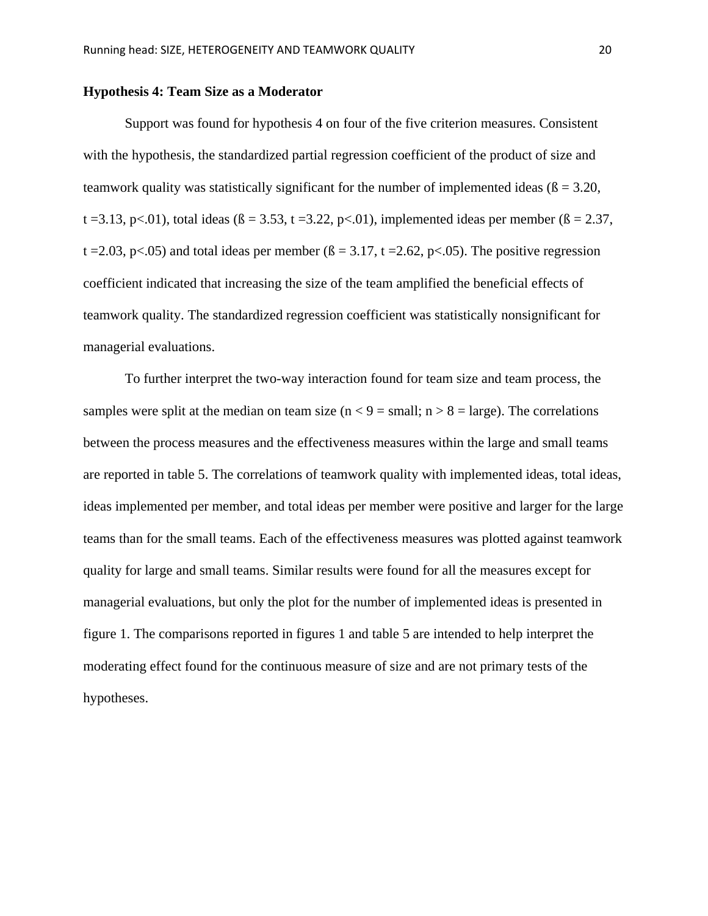### Hypothesis 4: Team Size as a Moderator

Support was found for hypothesis 4 on four of the five criterion measures. Consistent with the hypothesis, the standardized partial regression coefficient of the product of size and teamwork quality was statistically significant for the number of implemented ideas ($ß = 3.20$, $t = 3.13$, $p<.01$), total ideas ($ß = 3.53$, $t = 3.22$, $p<.01$), implemented ideas per member ($ß = 2.37$, $t = 2.03$, $p<.05$) and total ideas per member ($ß = 3.17$, $t = 2.62$, $p<.05$). The positive regression coefficient indicated that increasing the size of the team amplified the beneficial effects of teamwork quality. The standardized regression coefficient was statistically nonsignificant for managerial evaluations.

To further interpret the two-way interaction found for team size and team process, the samples were split at the median on team size ($n < 9$ = small; $n > 8$ = large). The correlations between the process measures and the effectiveness measures within the large and small teams are reported in table 5. The correlations of teamwork quality with implemented ideas, total ideas, ideas implemented per member, and total ideas per member were positive and larger for the large teams than for the small teams. Each of the effectiveness measures was plotted against teamwork quality for large and small teams. Similar results were found for all the measures except for managerial evaluations, but only the plot for the number of implemented ideas is presented in figure 1. The comparisons reported in figures 1 and table 5 are intended to help interpret the moderating effect found for the continuous measure of size and are not primary tests of the hypotheses.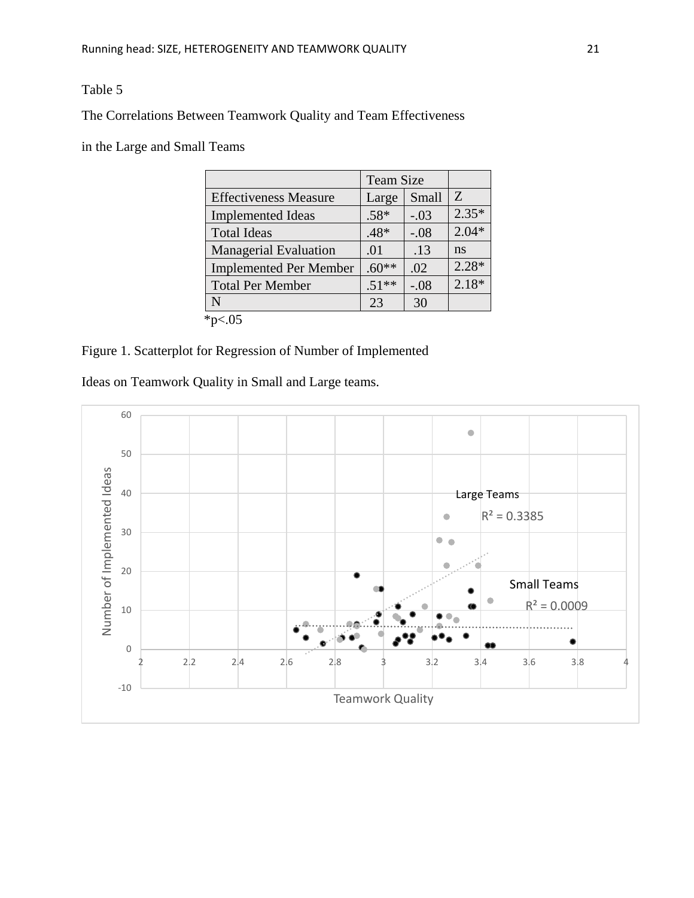Table 5

The Correlations Between Teamwork Quality and Team Effectiveness

in the Large and Small Teams

| | Team Size | | |
|---|---|---|---|
| Effectiveness Measure | Large | Small | Z |
| Implemented Ideas | .58* | -.03 | 2.35* |
| Total Ideas | .48* | -.08 | 2.04* |
| Managerial Evaluation | .01 | .13 | ns |
| Implemented Per Member | .60** | .02 | 2.28* |
| Total Per Member | .51** | -.08 | 2.18* |
| N | 23 | 30 | |

*p<.05

Figure 1. Scatterplot for Regression of Number of Implemented

Ideas on Teamwork Quality in Small and Large teams.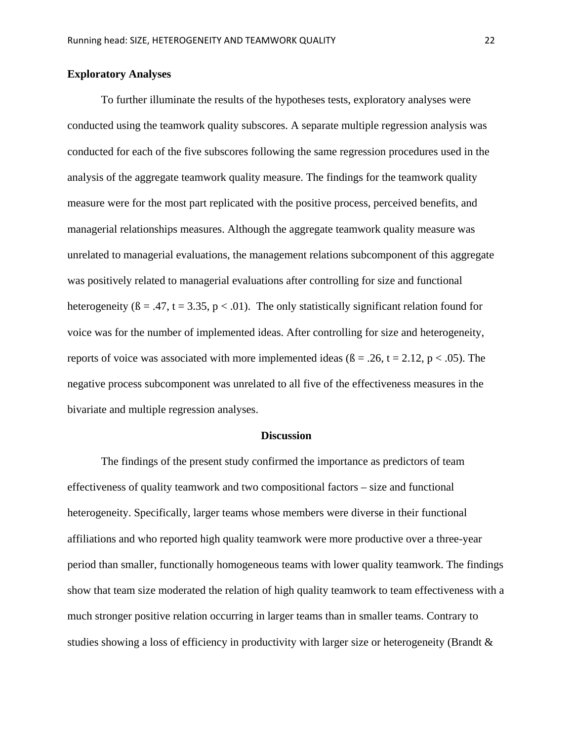## Exploratory Analyses

To further illuminate the results of the hypotheses tests, exploratory analyses were conducted using the teamwork quality subscores. A separate multiple regression analysis was conducted for each of the five subscores following the same regression procedures used in the analysis of the aggregate teamwork quality measure. The findings for the teamwork quality measure were for the most part replicated with the positive process, perceived benefits, and managerial relationships measures. Although the aggregate teamwork quality measure was unrelated to managerial evaluations, the management relations subcomponent of this aggregate was positively related to managerial evaluations after controlling for size and functional heterogeneity (ß = .47, $t = 3.35$, $p < .01$). The only statistically significant relation found for voice was for the number of implemented ideas. After controlling for size and heterogeneity, reports of voice was associated with more implemented ideas (ß = .26, $t = 2.12$, $p < .05$). The negative process subcomponent was unrelated to all five of the effectiveness measures in the bivariate and multiple regression analyses.

# Discussion

The findings of the present study confirmed the importance as predictors of team effectiveness of quality teamwork and two compositional factors – size and functional heterogeneity. Specifically, larger teams whose members were diverse in their functional affiliations and who reported high quality teamwork were more productive over a three-year period than smaller, functionally homogeneous teams with lower quality teamwork. The findings show that team size moderated the relation of high quality teamwork to team effectiveness with a much stronger positive relation occurring in larger teams than in smaller teams. Contrary to studies showing a loss of efficiency in productivity with larger size or heterogeneity (Brandt &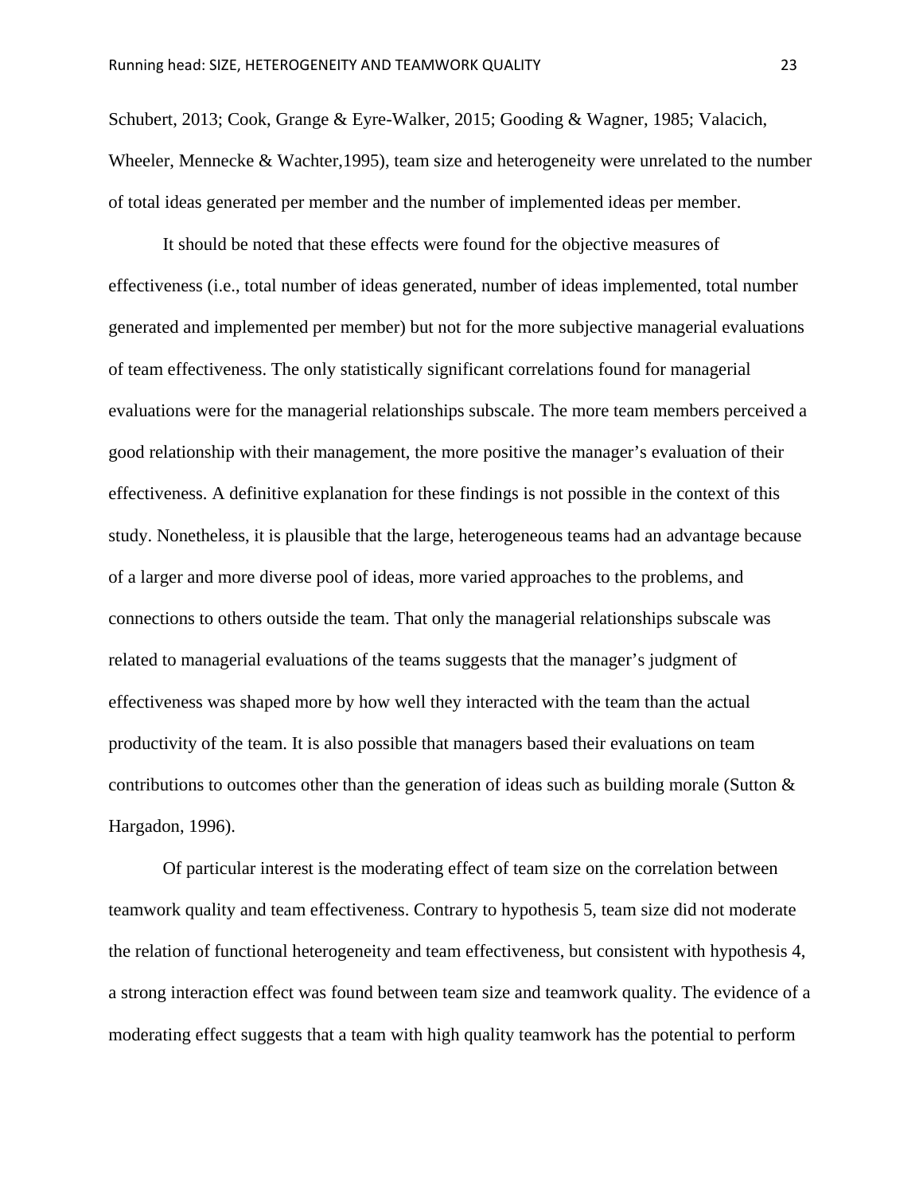Schubert, 2013; Cook, Grange & Eyre-Walker, 2015; Gooding & Wagner, 1985; Valacich, Wheeler, Mennecke & Wachter,1995), team size and heterogeneity were unrelated to the number of total ideas generated per member and the number of implemented ideas per member.

It should be noted that these effects were found for the objective measures of effectiveness (i.e., total number of ideas generated, number of ideas implemented, total number generated and implemented per member) but not for the more subjective managerial evaluations of team effectiveness. The only statistically significant correlations found for managerial evaluations were for the managerial relationships subscale. The more team members perceived a good relationship with their management, the more positive the manager's evaluation of their effectiveness. A definitive explanation for these findings is not possible in the context of this study. Nonetheless, it is plausible that the large, heterogeneous teams had an advantage because of a larger and more diverse pool of ideas, more varied approaches to the problems, and connections to others outside the team. That only the managerial relationships subscale was related to managerial evaluations of the teams suggests that the manager's judgment of effectiveness was shaped more by how well they interacted with the team than the actual productivity of the team. It is also possible that managers based their evaluations on team contributions to outcomes other than the generation of ideas such as building morale (Sutton & Hargadon, 1996).

Of particular interest is the moderating effect of team size on the correlation between teamwork quality and team effectiveness. Contrary to hypothesis 5, team size did not moderate the relation of functional heterogeneity and team effectiveness, but consistent with hypothesis 4, a strong interaction effect was found between team size and teamwork quality. The evidence of a moderating effect suggests that a team with high quality teamwork has the potential to perform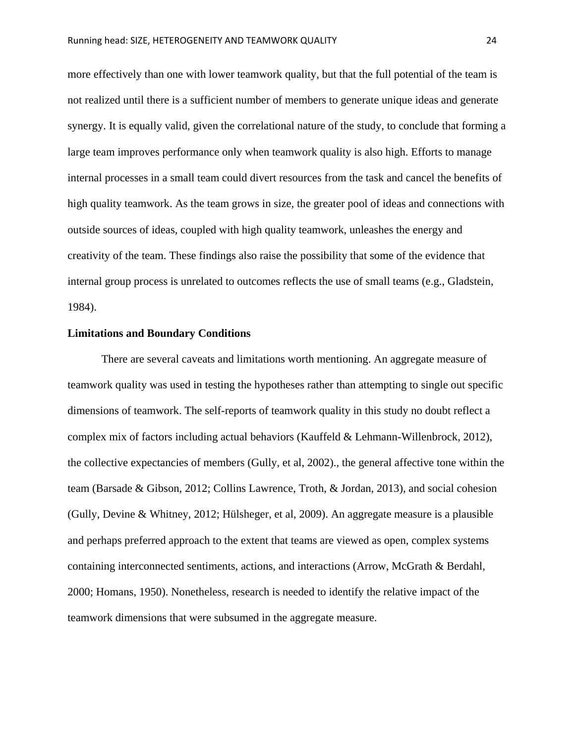more effectively than one with lower teamwork quality, but that the full potential of the team is not realized until there is a sufficient number of members to generate unique ideas and generate synergy. It is equally valid, given the correlational nature of the study, to conclude that forming a large team improves performance only when teamwork quality is also high. Efforts to manage internal processes in a small team could divert resources from the task and cancel the benefits of high quality teamwork. As the team grows in size, the greater pool of ideas and connections with outside sources of ideas, coupled with high quality teamwork, unleashes the energy and creativity of the team. These findings also raise the possibility that some of the evidence that internal group process is unrelated to outcomes reflects the use of small teams (e.g., Gladstein, 1984).

**Limitations and Boundary Conditions**

There are several caveats and limitations worth mentioning. An aggregate measure of teamwork quality was used in testing the hypotheses rather than attempting to single out specific dimensions of teamwork. The self-reports of teamwork quality in this study no doubt reflect a complex mix of factors including actual behaviors (Kauffeld & Lehmann-Willenbrock, 2012), the collective expectancies of members (Gully, et al, 2002)., the general affective tone within the team (Barsade & Gibson, 2012; Collins Lawrence, Troth, & Jordan, 2013), and social cohesion (Gully, Devine & Whitney, 2012; Hülsheger, et al, 2009). An aggregate measure is a plausible and perhaps preferred approach to the extent that teams are viewed as open, complex systems containing interconnected sentiments, actions, and interactions (Arrow, McGrath & Berdahl, 2000; Homans, 1950). Nonetheless, research is needed to identify the relative impact of the teamwork dimensions that were subsumed in the aggregate measure.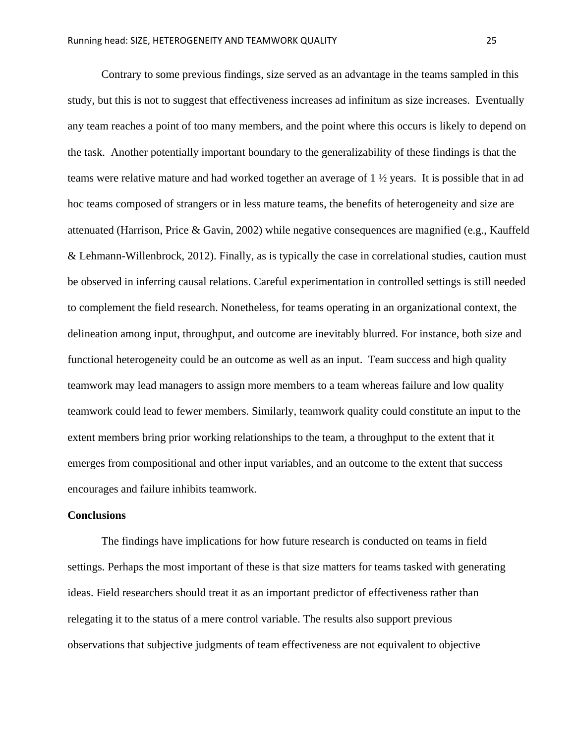Contrary to some previous findings, size served as an advantage in the teams sampled in this study, but this is not to suggest that effectiveness increases ad infinitum as size increases. Eventually any team reaches a point of too many members, and the point where this occurs is likely to depend on the task. Another potentially important boundary to the generalizability of these findings is that the teams were relative mature and had worked together an average of 1 ½ years. It is possible that in ad hoc teams composed of strangers or in less mature teams, the benefits of heterogeneity and size are attenuated (Harrison, Price & Gavin, 2002) while negative consequences are magnified (e.g., Kauffeld & Lehmann-Willenbrock, 2012). Finally, as is typically the case in correlational studies, caution must be observed in inferring causal relations. Careful experimentation in controlled settings is still needed to complement the field research. Nonetheless, for teams operating in an organizational context, the delineation among input, throughput, and outcome are inevitably blurred. For instance, both size and functional heterogeneity could be an outcome as well as an input. Team success and high quality teamwork may lead managers to assign more members to a team whereas failure and low quality teamwork could lead to fewer members. Similarly, teamwork quality could constitute an input to the extent members bring prior working relationships to the team, a throughput to the extent that it emerges from compositional and other input variables, and an outcome to the extent that success encourages and failure inhibits teamwork.

**Conclusions**

The findings have implications for how future research is conducted on teams in field settings. Perhaps the most important of these is that size matters for teams tasked with generating ideas. Field researchers should treat it as an important predictor of effectiveness rather than relegating it to the status of a mere control variable. The results also support previous observations that subjective judgments of team effectiveness are not equivalent to objective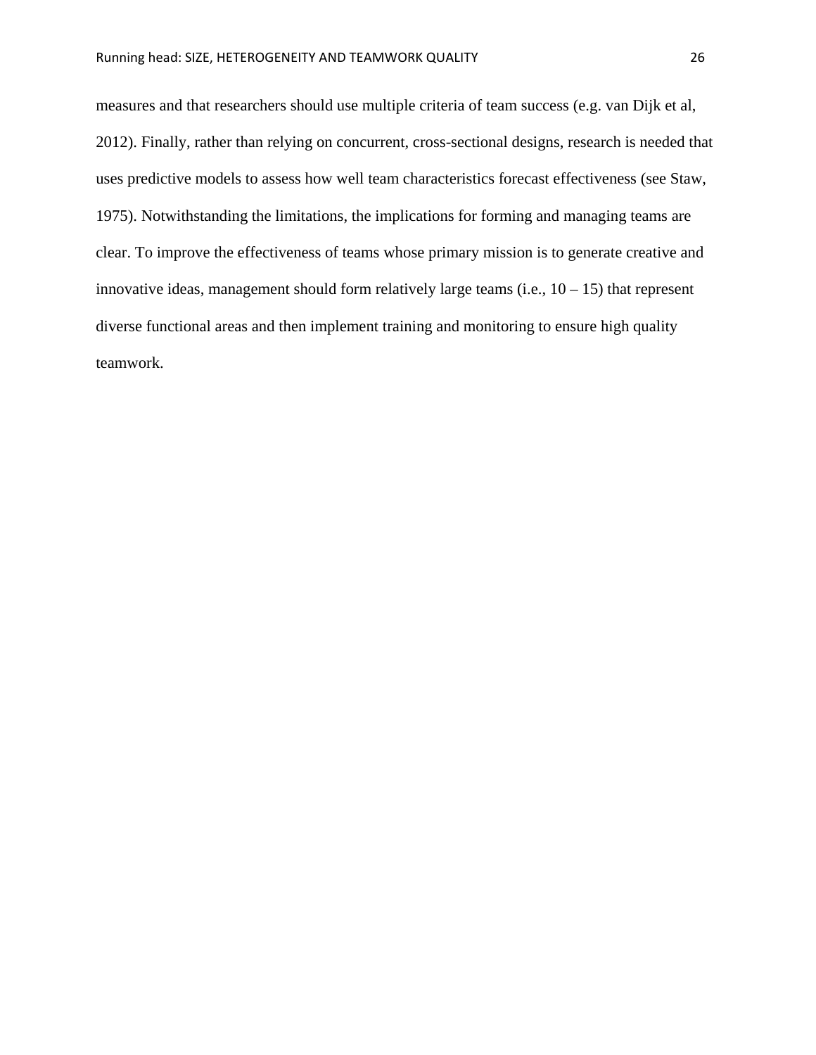measures and that researchers should use multiple criteria of team success (e.g. van Dijk et al, 2012). Finally, rather than relying on concurrent, cross-sectional designs, research is needed that uses predictive models to assess how well team characteristics forecast effectiveness (see Staw, 1975). Notwithstanding the limitations, the implications for forming and managing teams are clear. To improve the effectiveness of teams whose primary mission is to generate creative and innovative ideas, management should form relatively large teams (i.e., 10 – 15) that represent diverse functional areas and then implement training and monitoring to ensure high quality teamwork.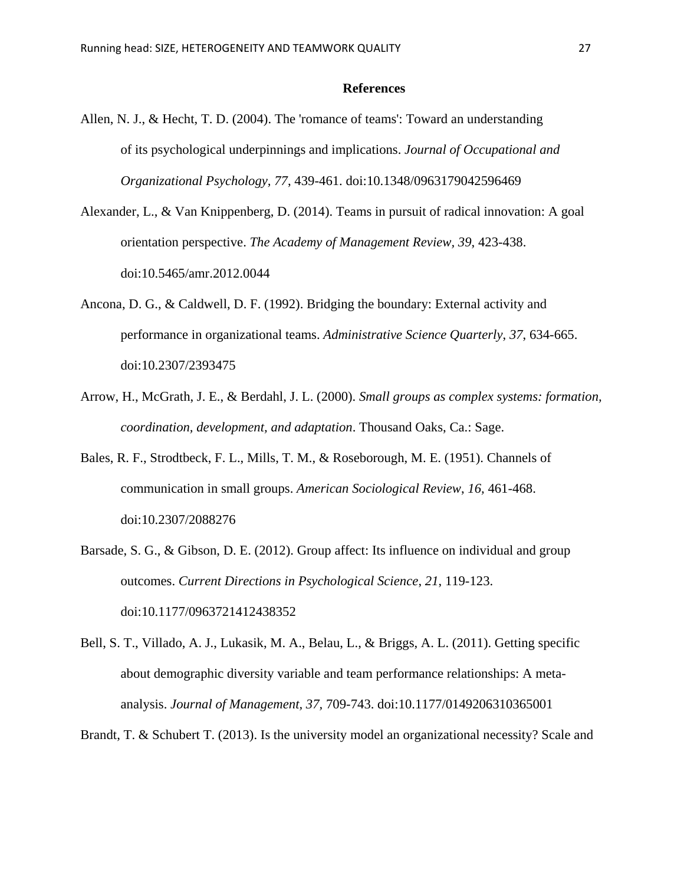## References

Allen, N. J., & Hecht, T. D. (2004). The 'romance of teams': Toward an understanding of its psychological underpinnings and implications. *Journal of Occupational and Organizational Psychology*, *77*, 439-461. doi:10.1348/0963179042596469

Alexander, L., & Van Knippenberg, D. (2014). Teams in pursuit of radical innovation: A goal orientation perspective. *The Academy of Management Review*, *39*, 423-438. doi:10.5465/amr.2012.0044

Ancona, D. G., & Caldwell, D. F. (1992). Bridging the boundary: External activity and performance in organizational teams. *Administrative Science Quarterly*, *37*, 634-665. doi:10.2307/2393475

Arrow, H., McGrath, J. E., & Berdahl, J. L. (2000). *Small groups as complex systems: formation, coordination, development, and adaptation*. Thousand Oaks, Ca.: Sage.

Bales, R. F., Strodtbeck, F. L., Mills, T. M., & Roseborough, M. E. (1951). Channels of communication in small groups. *American Sociological Review*, *16*, 461-468. doi:10.2307/2088276

Barsade, S. G., & Gibson, D. E. (2012). Group affect: Its influence on individual and group outcomes. *Current Directions in Psychological Science*, *21*, 119-123. doi:10.1177/0963721412438352

Bell, S. T., Villado, A. J., Lukasik, M. A., Belau, L., & Briggs, A. L. (2011). Getting specific about demographic diversity variable and team performance relationships: A meta-analysis. *Journal of Management*, *37*, 709-743. doi:10.1177/0149206310365001

Brandt, T. & Schubert T. (2013). Is the university model an organizational necessity? Scale and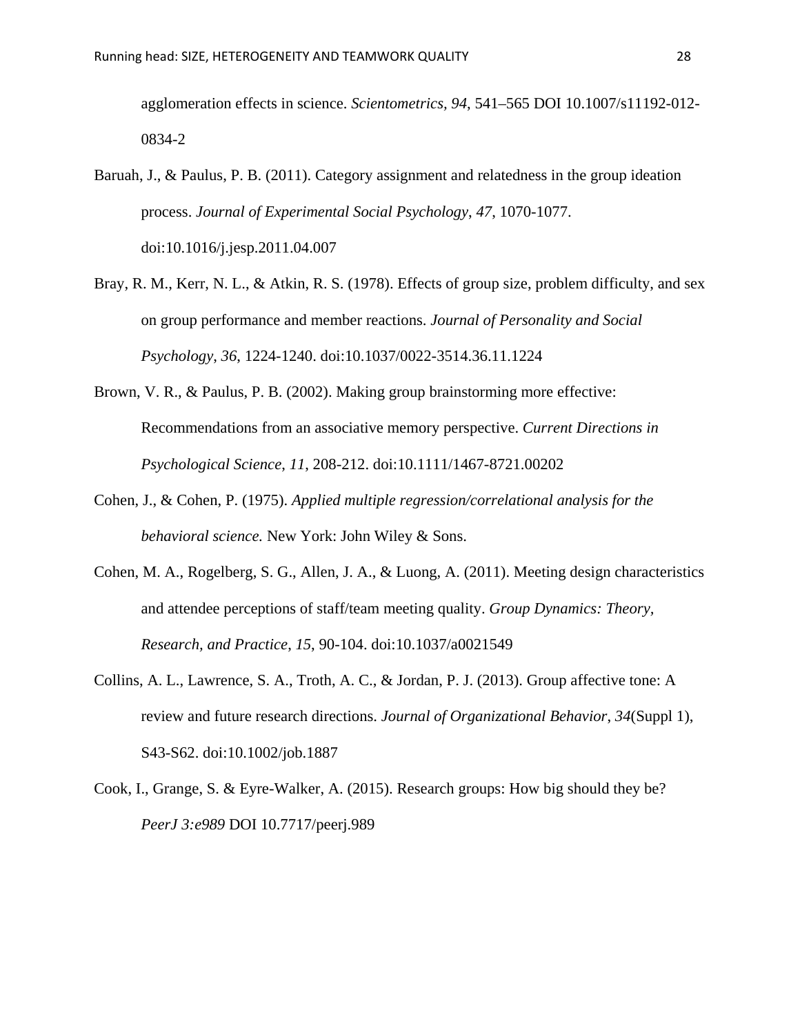agglomeration effects in science. *Scientometrics, 94*, 541–565 DOI 10.1007/s11192-012-0834-2

Baruah, J., & Paulus, P. B. (2011). Category assignment and relatedness in the group ideation process. *Journal of Experimental Social Psychology*, *47*, 1070-1077. doi:10.1016/j.jesp.2011.04.007

Bray, R. M., Kerr, N. L., & Atkin, R. S. (1978). Effects of group size, problem difficulty, and sex on group performance and member reactions. *Journal of Personality and Social Psychology*, *36*, 1224-1240. doi:10.1037/0022-3514.36.11.1224

Brown, V. R., & Paulus, P. B. (2002). Making group brainstorming more effective: Recommendations from an associative memory perspective. *Current Directions in Psychological Science*, *11*, 208-212. doi:10.1111/1467-8721.00202

Cohen, J., & Cohen, P. (1975). *Applied multiple regression/correlational analysis for the behavioral science.* New York: John Wiley & Sons.

Cohen, M. A., Rogelberg, S. G., Allen, J. A., & Luong, A. (2011). Meeting design characteristics and attendee perceptions of staff/team meeting quality. *Group Dynamics: Theory, Research, and Practice*, *15*, 90-104. doi:10.1037/a0021549

Collins, A. L., Lawrence, S. A., Troth, A. C., & Jordan, P. J. (2013). Group affective tone: A review and future research directions. *Journal of Organizational Behavior*, *34*(Suppl 1), S43-S62. doi:10.1002/job.1887

Cook, I., Grange, S. & Eyre-Walker, A. (2015). Research groups: How big should they be? *PeerJ 3:e989* DOI 10.7717/peerj.989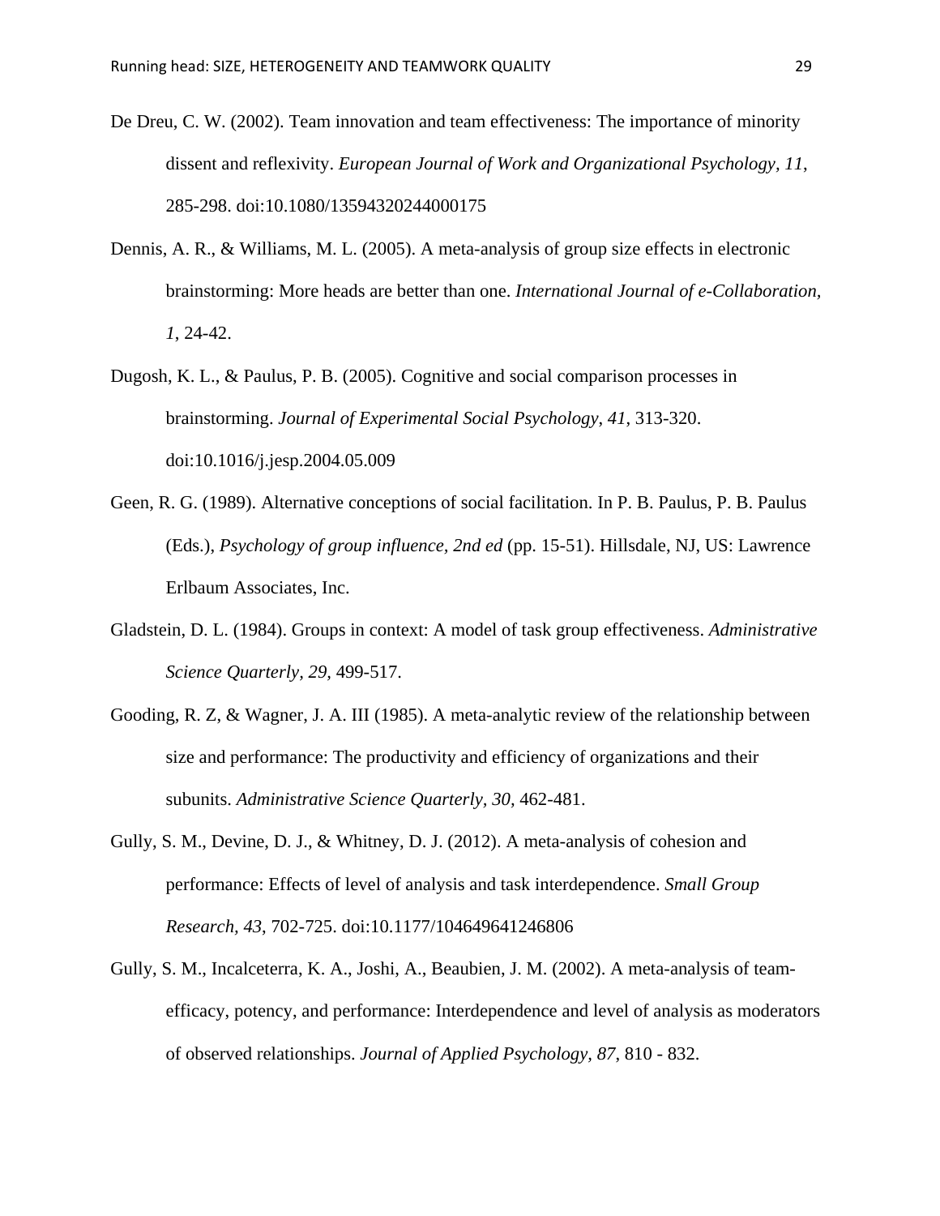De Dreu, C. W. (2002). Team innovation and team effectiveness: The importance of minority dissent and reflexivity. *European Journal of Work and Organizational Psychology*, *11*, 285-298. doi:10.1080/13594320244000175

Dennis, A. R., & Williams, M. L. (2005). A meta-analysis of group size effects in electronic brainstorming: More heads are better than one. *International Journal of e-Collaboration, 1*, 24-42.

Dugosh, K. L., & Paulus, P. B. (2005). Cognitive and social comparison processes in brainstorming. *Journal of Experimental Social Psychology*, *41*, 313-320. doi:10.1016/j.jesp.2004.05.009

Geen, R. G. (1989). Alternative conceptions of social facilitation. In P. B. Paulus, P. B. Paulus (Eds.), *Psychology of group influence, 2nd ed* (pp. 15-51). Hillsdale, NJ, US: Lawrence Erlbaum Associates, Inc.

Gladstein, D. L. (1984). Groups in context: A model of task group effectiveness. *Administrative Science Quarterly, 29,* 499-517.

Gooding, R. Z, & Wagner, J. A. III (1985). A meta-analytic review of the relationship between size and performance: The productivity and efficiency of organizations and their subunits. *Administrative Science Quarterly, 30,* 462-481.

Gully, S. M., Devine, D. J., & Whitney, D. J. (2012). A meta-analysis of cohesion and performance: Effects of level of analysis and task interdependence. *Small Group Research*, *43*, 702-725. doi:10.1177/104649641246806

Gully, S. M., Incalceterra, K. A., Joshi, A., Beaubien, J. M. (2002). A meta-analysis of team-efficacy, potency, and performance: Interdependence and level of analysis as moderators of observed relationships. *Journal of Applied Psychology*, *87*, 810 - 832.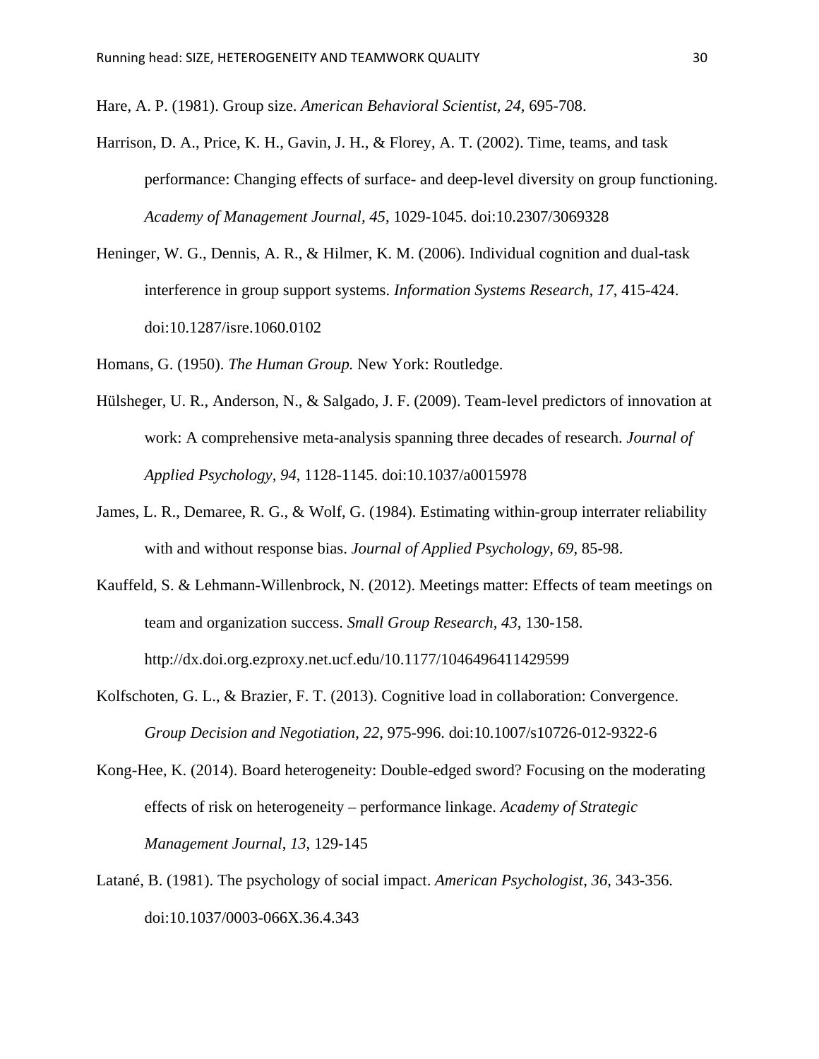Hare, A. P. (1981). Group size. *American Behavioral Scientist, 24,* 695-708.

Harrison, D. A., Price, K. H., Gavin, J. H., & Florey, A. T. (2002). Time, teams, and task performance: Changing effects of surface- and deep-level diversity on group functioning. *Academy of Management Journal*, *45*, 1029-1045. doi:10.2307/3069328

Heninger, W. G., Dennis, A. R., & Hilmer, K. M. (2006). Individual cognition and dual-task interference in group support systems. *Information Systems Research*, *17*, 415-424. doi:10.1287/isre.1060.0102

Homans, G. (1950). *The Human Group.* New York: Routledge.

Hülsheger, U. R., Anderson, N., & Salgado, J. F. (2009). Team-level predictors of innovation at work: A comprehensive meta-analysis spanning three decades of research. *Journal of Applied Psychology*, *94*, 1128-1145. doi:10.1037/a0015978

James, L. R., Demaree, R. G., & Wolf, G. (1984). Estimating within-group interrater reliability with and without response bias. *Journal of Applied Psychology, 69,* 85-98.

Kauffeld, S. & Lehmann-Willenbrock, N. (2012). Meetings matter: Effects of team meetings on team and organization success. *Small Group Research, 43*, 130-158. http://dx.doi.org.ezproxy.net.ucf.edu/10.1177/1046496411429599

Kolfschoten, G. L., & Brazier, F. T. (2013). Cognitive load in collaboration: Convergence. *Group Decision and Negotiation*, *22*, 975-996. doi:10.1007/s10726-012-9322-6

Kong-Hee, K. (2014). Board heterogeneity: Double-edged sword? Focusing on the moderating effects of risk on heterogeneity – performance linkage. *Academy of Strategic Management Journal*, *13*, 129-145

Latané, B. (1981). The psychology of social impact. *American Psychologist*, *36*, 343-356. doi:10.1037/0003-066X.36.4.343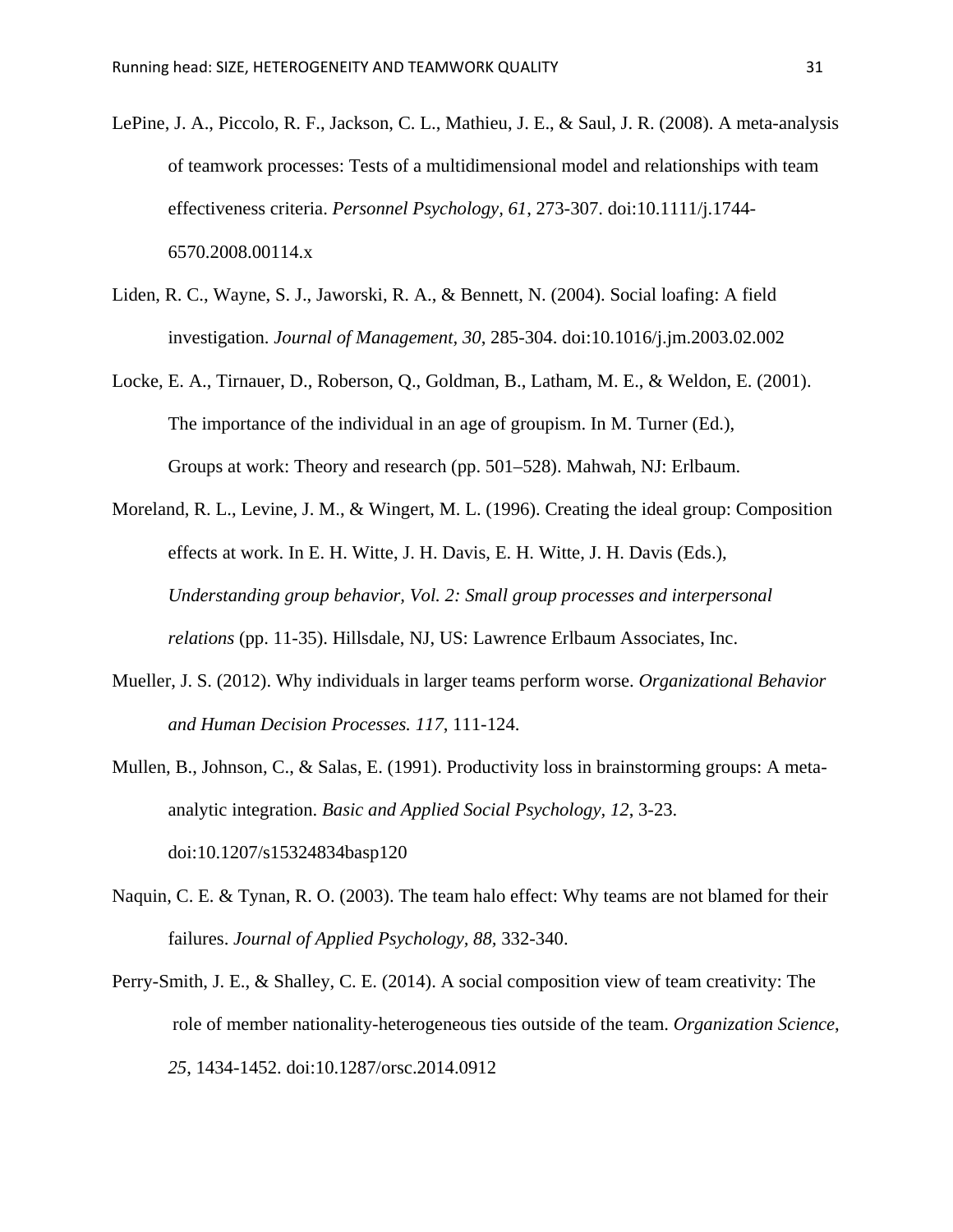LePine, J. A., Piccolo, R. F., Jackson, C. L., Mathieu, J. E., & Saul, J. R. (2008). A meta-analysis of teamwork processes: Tests of a multidimensional model and relationships with team effectiveness criteria. *Personnel Psychology*, *61*, 273-307. doi:10.1111/j.1744-6570.2008.00114.x

Liden, R. C., Wayne, S. J., Jaworski, R. A., & Bennett, N. (2004). Social loafing: A field investigation. *Journal of Management, 30*, 285-304. doi:10.1016/j.jm.2003.02.002

Locke, E. A., Tirnauer, D., Roberson, Q., Goldman, B., Latham, M. E., & Weldon, E. (2001). The importance of the individual in an age of groupism. In M. Turner (Ed.), Groups at work: Theory and research (pp. 501–528). Mahwah, NJ: Erlbaum.

Moreland, R. L., Levine, J. M., & Wingert, M. L. (1996). Creating the ideal group: Composition effects at work. In E. H. Witte, J. H. Davis, E. H. Witte, J. H. Davis (Eds.), *Understanding group behavior, Vol. 2: Small group processes and interpersonal relations* (pp. 11-35). Hillsdale, NJ, US: Lawrence Erlbaum Associates, Inc.

Mueller, J. S. (2012). Why individuals in larger teams perform worse. *Organizational Behavior and Human Decision Processes. 117*, 111-124.

Mullen, B., Johnson, C., & Salas, E. (1991). Productivity loss in brainstorming groups: A meta-analytic integration. *Basic and Applied Social Psychology, 12*, 3-23. doi:10.1207/s15324834basp120

Naquin, C. E. & Tynan, R. O. (2003). The team halo effect: Why teams are not blamed for their failures. *Journal of Applied Psychology, 88*, 332-340.

Perry-Smith, J. E., & Shalley, C. E. (2014). A social composition view of team creativity: The role of member nationality-heterogeneous ties outside of the team. *Organization Science*, *25*, 1434-1452. doi:10.1287/orsc.2014.0912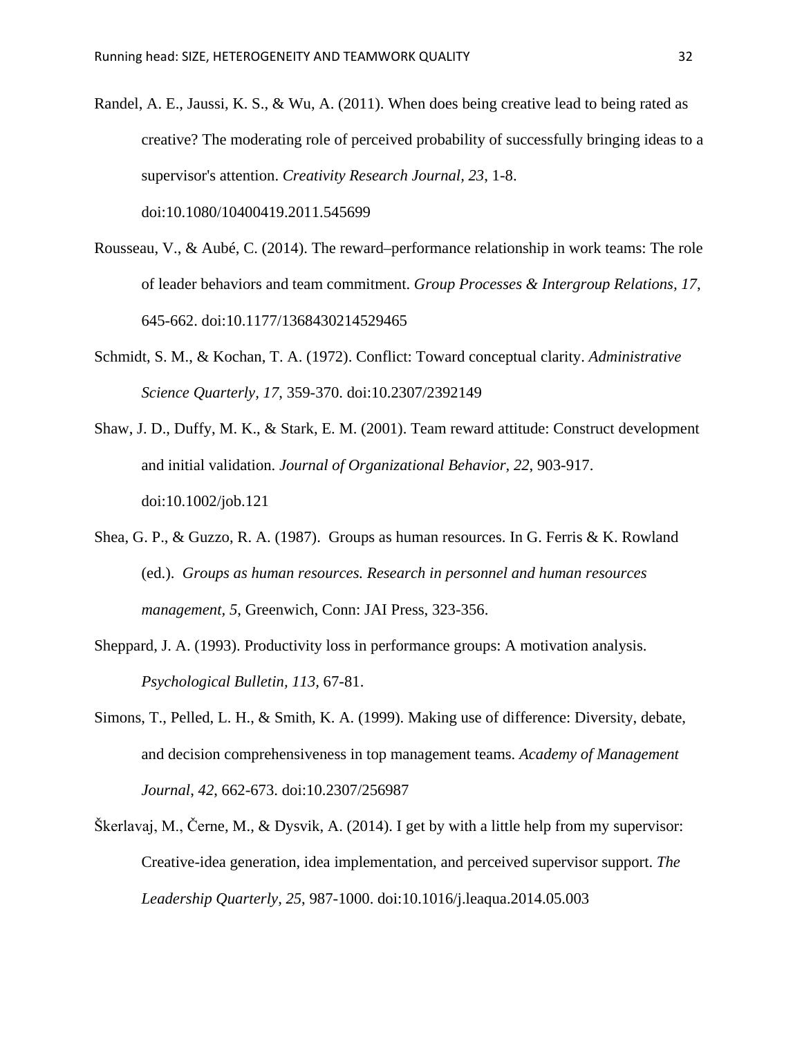Randel, A. E., Jaussi, K. S., & Wu, A. (2011). When does being creative lead to being rated as creative? The moderating role of perceived probability of successfully bringing ideas to a supervisor's attention. *Creativity Research Journal, 23*, 1-8. doi:10.1080/10400419.2011.545699

Rousseau, V., & Aubé, C. (2014). The reward–performance relationship in work teams: The role of leader behaviors and team commitment. *Group Processes & Intergroup Relations, 17*, 645-662. doi:10.1177/1368430214529465

Schmidt, S. M., & Kochan, T. A. (1972). Conflict: Toward conceptual clarity. *Administrative Science Quarterly, 17*, 359-370. doi:10.2307/2392149

Shaw, J. D., Duffy, M. K., & Stark, E. M. (2001). Team reward attitude: Construct development and initial validation. *Journal of Organizational Behavior, 22*, 903-917. doi:10.1002/job.121

Shea, G. P., & Guzzo, R. A. (1987). Groups as human resources. In G. Ferris & K. Rowland (ed.). *Groups as human resources. Research in personnel and human resources management, 5*, Greenwich, Conn: JAI Press, 323-356.

Sheppard, J. A. (1993). Productivity loss in performance groups: A motivation analysis. *Psychological Bulletin, 113*, 67-81.

Simons, T., Pelled, L. H., & Smith, K. A. (1999). Making use of difference: Diversity, debate, and decision comprehensiveness in top management teams. *Academy of Management Journal*, *42*, 662-673. doi:10.2307/256987

Škerlavaj, M., Černe, M., & Dysvik, A. (2014). I get by with a little help from my supervisor: Creative-idea generation, idea implementation, and perceived supervisor support. *The Leadership Quarterly, 25*, 987-1000. doi:10.1016/j.leaqua.2014.05.003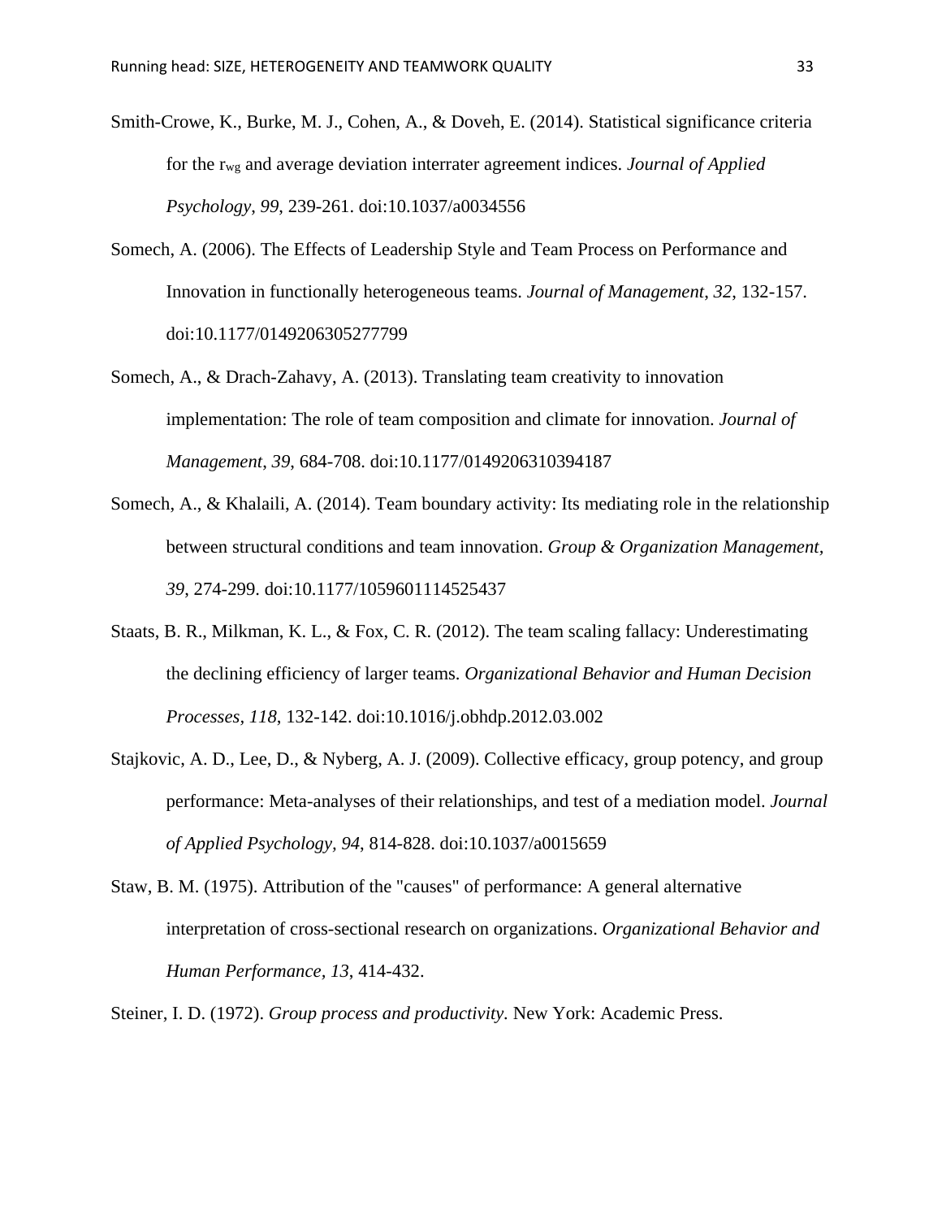Smith-Crowe, K., Burke, M. J., Cohen, A., & Doveh, E. (2014). Statistical significance criteria for the $r_{wg}$ and average deviation interrater agreement indices. *Journal of Applied Psychology*, *99*, 239-261. doi:10.1037/a0034556

Somech, A. (2006). The Effects of Leadership Style and Team Process on Performance and Innovation in functionally heterogeneous teams. *Journal of Management*, *32*, 132-157. doi:10.1177/0149206305277799

Somech, A., & Drach-Zahavy, A. (2013). Translating team creativity to innovation implementation: The role of team composition and climate for innovation. *Journal of Management*, *39*, 684-708. doi:10.1177/0149206310394187

Somech, A., & Khalaili, A. (2014). Team boundary activity: Its mediating role in the relationship between structural conditions and team innovation. *Group & Organization Management*, *39*, 274-299. doi:10.1177/1059601114525437

Staats, B. R., Milkman, K. L., & Fox, C. R. (2012). The team scaling fallacy: Underestimating the declining efficiency of larger teams. *Organizational Behavior and Human Decision Processes*, *118*, 132-142. doi:10.1016/j.obhdp.2012.03.002

Stajkovic, A. D., Lee, D., & Nyberg, A. J. (2009). Collective efficacy, group potency, and group performance: Meta-analyses of their relationships, and test of a mediation model. *Journal of Applied Psychology*, *94*, 814-828. doi:10.1037/a0015659

Staw, B. M. (1975). Attribution of the "causes" of performance: A general alternative interpretation of cross-sectional research on organizations. *Organizational Behavior and Human Performance*, *13*, 414-432.

Steiner, I. D. (1972). *Group process and productivity.* New York: Academic Press.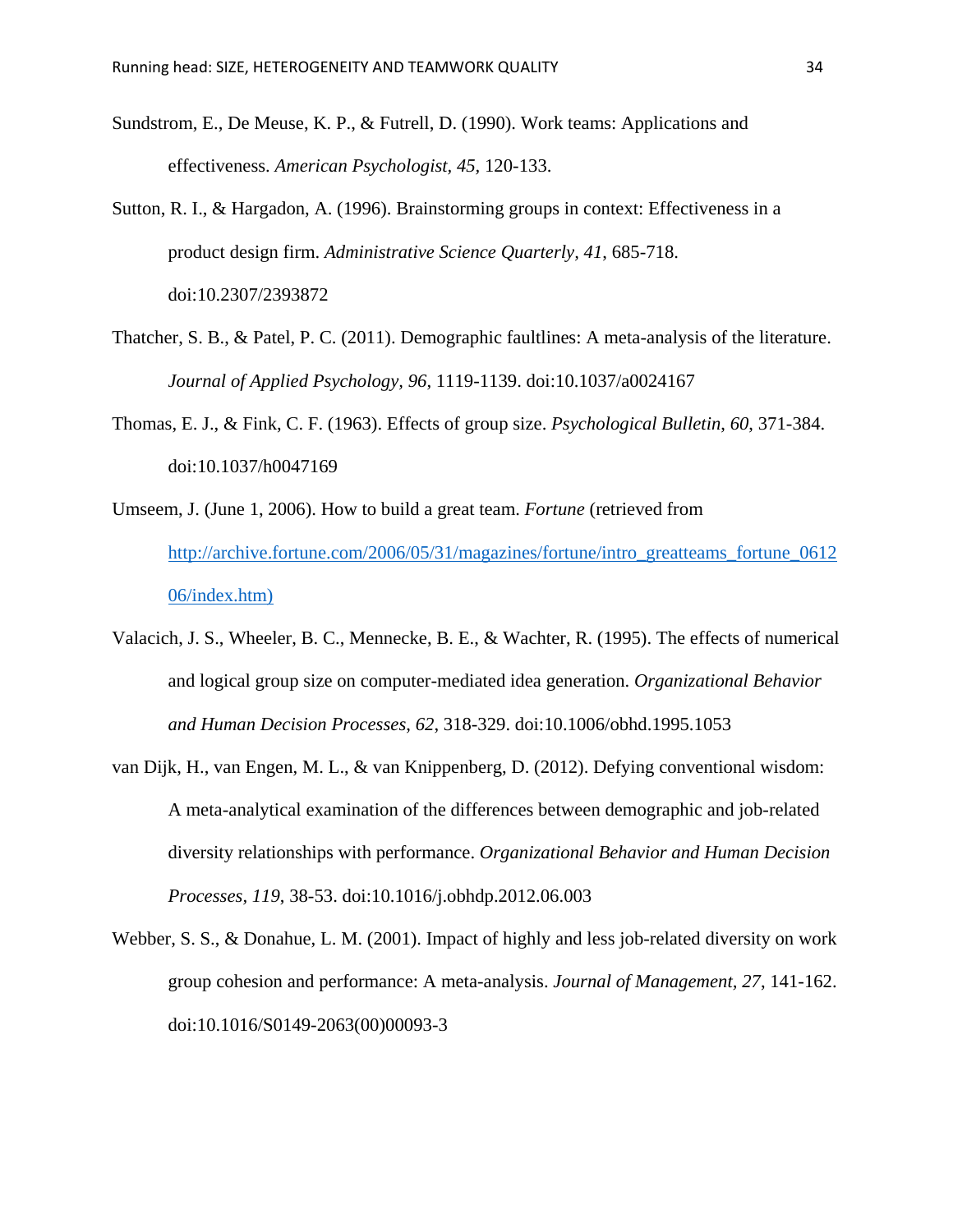Sundstrom, E., De Meuse, K. P., & Futrell, D. (1990). Work teams: Applications and effectiveness. *American Psychologist*, *45*, 120-133.

Sutton, R. I., & Hargadon, A. (1996). Brainstorming groups in context: Effectiveness in a product design firm. *Administrative Science Quarterly, 41*, 685-718. doi:10.2307/2393872

Thatcher, S. B., & Patel, P. C. (2011). Demographic faultlines: A meta-analysis of the literature. *Journal of Applied Psychology, 96*, 1119-1139. doi:10.1037/a0024167

Thomas, E. J., & Fink, C. F. (1963). Effects of group size. *Psychological Bulletin*, *60*, 371-384. doi:10.1037/h0047169

Umseem, J. (June 1, 2006). How to build a great team. *Fortune* (retrieved from http://archive.fortune.com/2006/05/31/magazines/fortune/intro_greatteams_fortune_061206/index.htm)

Valacich, J. S., Wheeler, B. C., Mennecke, B. E., & Wachter, R. (1995). The effects of numerical and logical group size on computer-mediated idea generation. *Organizational Behavior and Human Decision Processes*, *62*, 318-329. doi:10.1006/obhd.1995.1053

van Dijk, H., van Engen, M. L., & van Knippenberg, D. (2012). Defying conventional wisdom: A meta-analytical examination of the differences between demographic and job-related diversity relationships with performance. *Organizational Behavior and Human Decision Processes, 119*, 38-53. doi:10.1016/j.obhdp.2012.06.003

Webber, S. S., & Donahue, L. M. (2001). Impact of highly and less job-related diversity on work group cohesion and performance: A meta-analysis. *Journal of Management, 27*, 141-162. doi:10.1016/S0149-2063(00)00093-3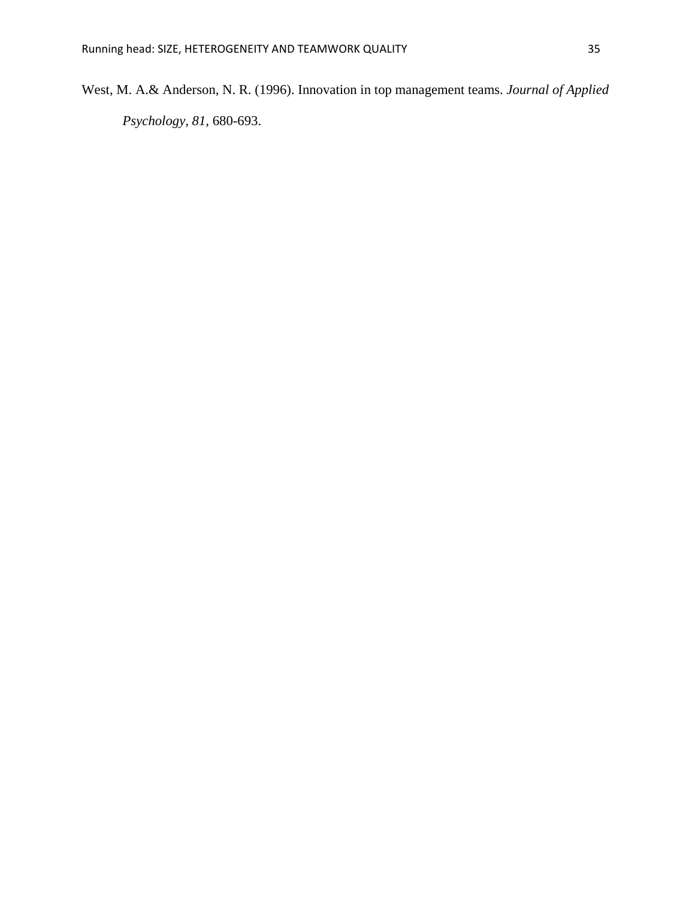West, M. A.& Anderson, N. R. (1996). Innovation in top management teams. *Journal of Applied Psychology*, *81*, 680-693.